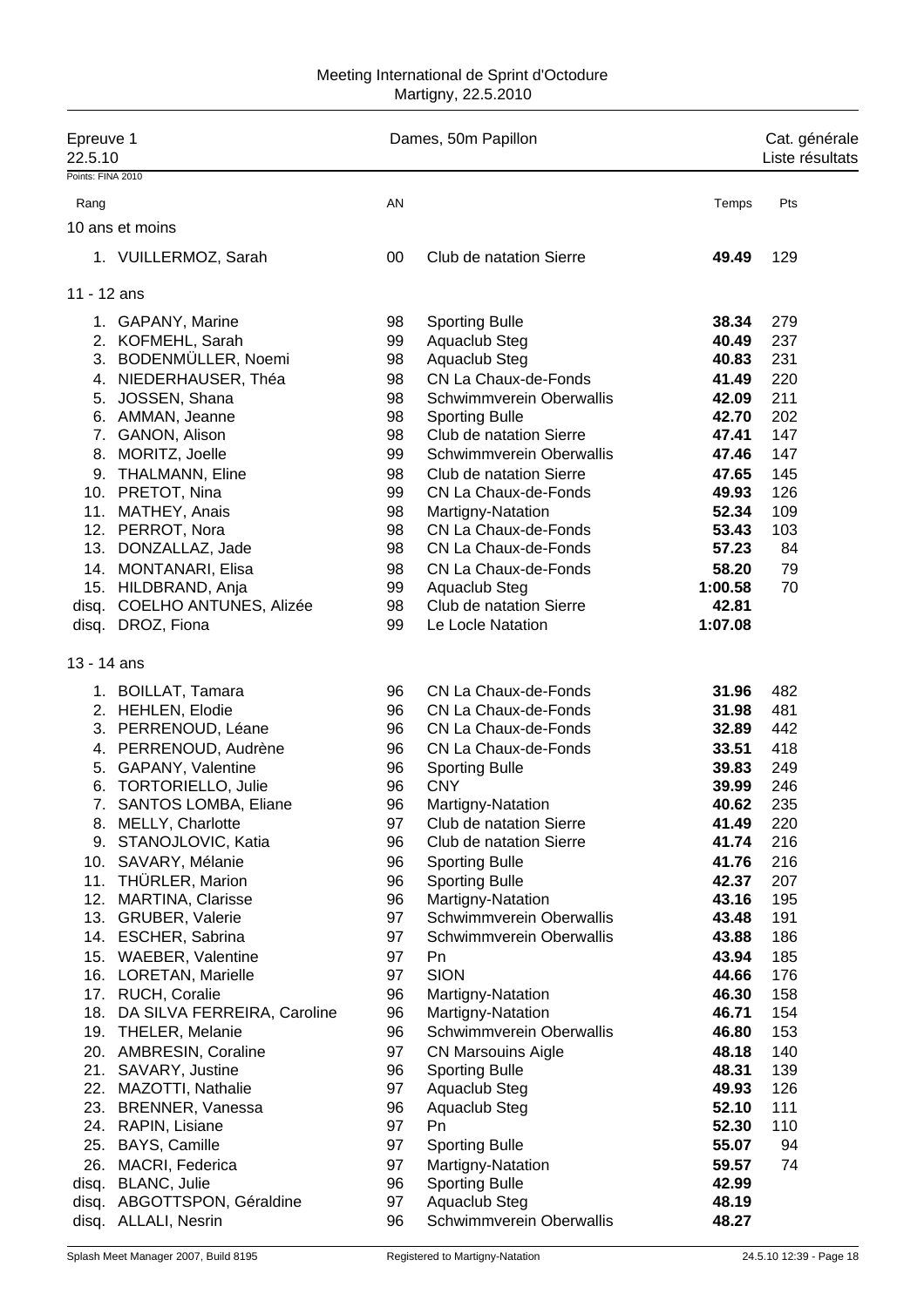# Meeting International de Sprint d'Octodure

Martigny, 22.5.2010

| Epreuve 1 | Dames, 50m Papillon | Cat. générale |
|---|---|---|
| 22.5.10 | | Liste résultats |

Points: FINA 2010

| Rang | | AN | | Temps | Pts |
|---|---|---|---|---|---|
| **10 ans et moins** | | | | | |
| 1. | VUILLERMOZ, Sarah | 00 | Club de natation Sierre | **49.49** | 129 |
| **11 - 12 ans** | | | | | |
| 1. | GAPANY, Marine | 98 | Sporting Bulle | **38.34** | 279 |
| 2. | KOFMEHL, Sarah | 99 | Aquaclub Steg | **40.49** | 237 |
| 3. | BODENMÜLLER, Noemi | 98 | Aquaclub Steg | **40.83** | 231 |
| 4. | NIEDERHAUSER, Théa | 98 | CN La Chaux-de-Fonds | **41.49** | 220 |
| 5. | JOSSEN, Shana | 98 | Schwimmverein Oberwallis | **42.09** | 211 |
| 6. | AMMAN, Jeanne | 98 | Sporting Bulle | **42.70** | 202 |
| 7. | GANON, Alison | 98 | Club de natation Sierre | **47.41** | 147 |
| 8. | MORITZ, Joelle | 99 | Schwimmverein Oberwallis | **47.46** | 147 |
| 9. | THALMANN, Eline | 98 | Club de natation Sierre | **47.65** | 145 |
| 10. | PRETOT, Nina | 99 | CN La Chaux-de-Fonds | **49.93** | 126 |
| 11. | MATHEY, Anais | 98 | Martigny-Natation | **52.34** | 109 |
| 12. | PERROT, Nora | 98 | CN La Chaux-de-Fonds | **53.43** | 103 |
| 13. | DONZALLAZ, Jade | 98 | CN La Chaux-de-Fonds | **57.23** | 84 |
| 14. | MONTANARI, Elisa | 98 | CN La Chaux-de-Fonds | **58.20** | 79 |
| 15. | HILDBRAND, Anja | 99 | Aquaclub Steg | **1:00.58** | 70 |
| disq. | COELHO ANTUNES, Alizée | 98 | Club de natation Sierre | **42.81** | |
| disq. | DROZ, Fiona | 99 | Le Locle Natation | **1:07.08** | |
| **13 - 14 ans** | | | | | |
| 1. | BOILLAT, Tamara | 96 | CN La Chaux-de-Fonds | **31.96** | 482 |
| 2. | HEHLEN, Elodie | 96 | CN La Chaux-de-Fonds | **31.98** | 481 |
| 3. | PERRENOUD, Léane | 96 | CN La Chaux-de-Fonds | **32.89** | 442 |
| 4. | PERRENOUD, Audrène | 96 | CN La Chaux-de-Fonds | **33.51** | 418 |
| 5. | GAPANY, Valentine | 96 | Sporting Bulle | **39.83** | 249 |
| 6. | TORTORIELLO, Julie | 96 | CNY | **39.99** | 246 |
| 7. | SANTOS LOMBA, Eliane | 96 | Martigny-Natation | **40.62** | 235 |
| 8. | MELLY, Charlotte | 97 | Club de natation Sierre | **41.49** | 220 |
| 9. | STANOJLOVIC, Katia | 96 | Club de natation Sierre | **41.74** | 216 |
| 10. | SAVARY, Mélanie | 96 | Sporting Bulle | **41.76** | 216 |
| 11. | THÜRLER, Marion | 96 | Sporting Bulle | **42.37** | 207 |
| 12. | MARTINA, Clarisse | 96 | Martigny-Natation | **43.16** | 195 |
| 13. | GRUBER, Valerie | 97 | Schwimmverein Oberwallis | **43.48** | 191 |
| 14. | ESCHER, Sabrina | 97 | Schwimmverein Oberwallis | **43.88** | 186 |
| 15. | WAEBER, Valentine | 97 | Pn | **43.94** | 185 |
| 16. | LORETAN, Marielle | 97 | SION | **44.66** | 176 |
| 17. | RUCH, Coralie | 96 | Martigny-Natation | **46.30** | 158 |
| 18. | DA SILVA FERREIRA, Caroline | 96 | Martigny-Natation | **46.71** | 154 |
| 19. | THELER, Melanie | 96 | Schwimmverein Oberwallis | **46.80** | 153 |
| 20. | AMBRESIN, Coraline | 97 | CN Marsouins Aigle | **48.18** | 140 |
| 21. | SAVARY, Justine | 96 | Sporting Bulle | **48.31** | 139 |
| 22. | MAZOTTI, Nathalie | 97 | Aquaclub Steg | **49.93** | 126 |
| 23. | BRENNER, Vanessa | 96 | Aquaclub Steg | **52.10** | 111 |
| 24. | RAPIN, Lisiane | 97 | Pn | **52.30** | 110 |
| 25. | BAYS, Camille | 97 | Sporting Bulle | **55.07** | 94 |
| 26. | MACRI, Federica | 97 | Martigny-Natation | **59.57** | 74 |
| disq. | BLANC, Julie | 96 | Sporting Bulle | **42.99** | |
| disq. | ABGOTTSPON, Géraldine | 97 | Aquaclub Steg | **48.19** | |
| disq. | ALLALI, Nesrin | 96 | Schwimmverein Oberwallis | **48.27** | |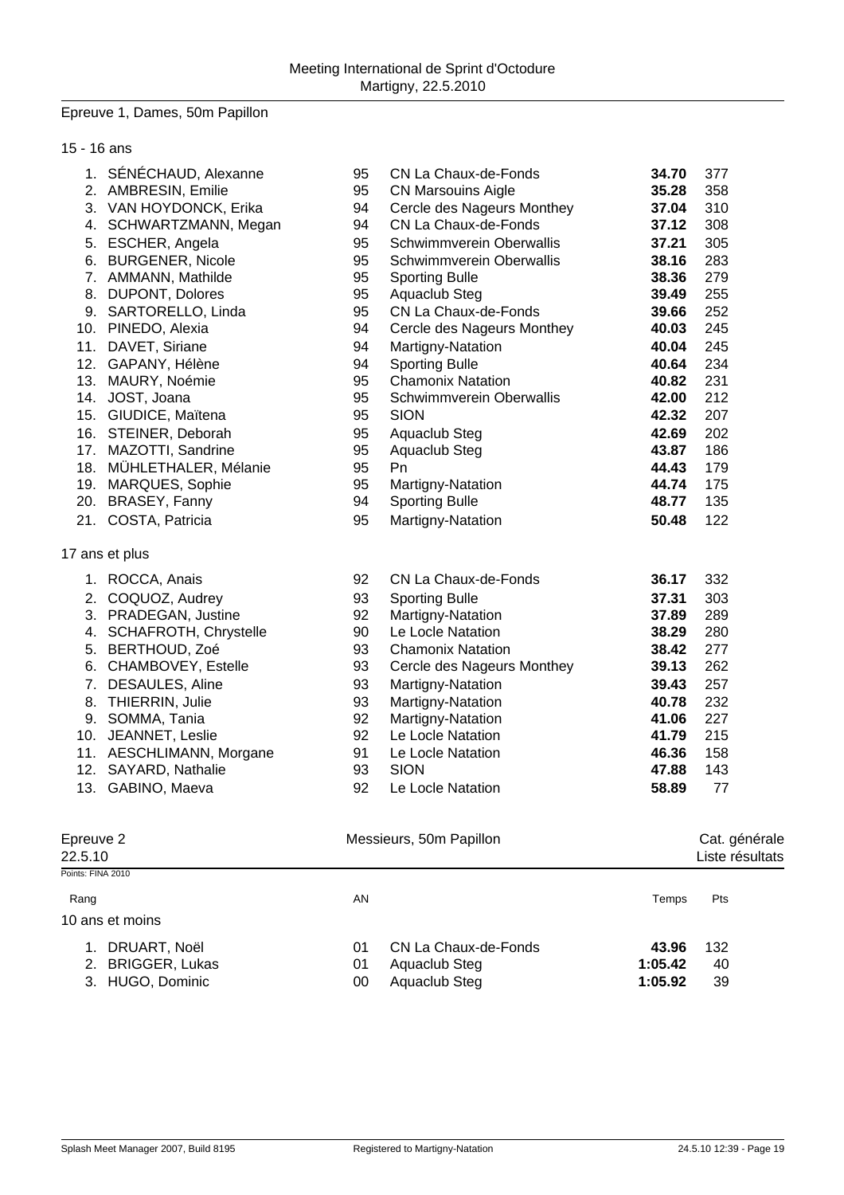## Epreuve 1, Dames, 50m Papillon

### 15 - 16 ans

| Rang | Nom | AN | Club | Temps | Pts |
|---|---|---|---|---|---|
| 1. | SÉNÉCHAUD, Alexanne | 95 | CN La Chaux-de-Fonds | **34.70** | 377 |
| 2. | AMBRESIN, Emilie | 95 | CN Marsouins Aigle | **35.28** | 358 |
| 3. | VAN HOYDONCK, Erika | 94 | Cercle des Nageurs Monthey | **37.04** | 310 |
| 4. | SCHWARTZMANN, Megan | 94 | CN La Chaux-de-Fonds | **37.12** | 308 |
| 5. | ESCHER, Angela | 95 | Schwimmverein Oberwallis | **37.21** | 305 |
| 6. | BURGENER, Nicole | 95 | Schwimmverein Oberwallis | **38.16** | 283 |
| 7. | AMMANN, Mathilde | 95 | Sporting Bulle | **38.36** | 279 |
| 8. | DUPONT, Dolores | 95 | Aquaclub Steg | **39.49** | 255 |
| 9. | SARTORELLO, Linda | 95 | CN La Chaux-de-Fonds | **39.66** | 252 |
| 10. | PINEDO, Alexia | 94 | Cercle des Nageurs Monthey | **40.03** | 245 |
| 11. | DAVET, Siriane | 94 | Martigny-Natation | **40.04** | 245 |
| 12. | GAPANY, Hélène | 94 | Sporting Bulle | **40.64** | 234 |
| 13. | MAURY, Noémie | 95 | Chamonix Natation | **40.82** | 231 |
| 14. | JOST, Joana | 95 | Schwimmverein Oberwallis | **42.00** | 212 |
| 15. | GIUDICE, Maïtena | 95 | SION | **42.32** | 207 |
| 16. | STEINER, Deborah | 95 | Aquaclub Steg | **42.69** | 202 |
| 17. | MAZOTTI, Sandrine | 95 | Aquaclub Steg | **43.87** | 186 |
| 18. | MÜHLETHALER, Mélanie | 95 | Pn | **44.43** | 179 |
| 19. | MARQUES, Sophie | 95 | Martigny-Natation | **44.74** | 175 |
| 20. | BRASEY, Fanny | 94 | Sporting Bulle | **48.77** | 135 |
| 21. | COSTA, Patricia | 95 | Martigny-Natation | **50.48** | 122 |

### 17 ans et plus

| Rang | Nom | AN | Club | Temps | Pts |
|---|---|---|---|---|---|
| 1. | ROCCA, Anais | 92 | CN La Chaux-de-Fonds | **36.17** | 332 |
| 2. | COQUOZ, Audrey | 93 | Sporting Bulle | **37.31** | 303 |
| 3. | PRADEGAN, Justine | 92 | Martigny-Natation | **37.89** | 289 |
| 4. | SCHAFROTH, Chrystelle | 90 | Le Locle Natation | **38.29** | 280 |
| 5. | BERTHOUD, Zoé | 93 | Chamonix Natation | **38.42** | 277 |
| 6. | CHAMBOVEY, Estelle | 93 | Cercle des Nageurs Monthey | **39.13** | 262 |
| 7. | DESAULES, Aline | 93 | Martigny-Natation | **39.43** | 257 |
| 8. | THIERRIN, Julie | 93 | Martigny-Natation | **40.78** | 232 |
| 9. | SOMMA, Tania | 92 | Martigny-Natation | **41.06** | 227 |
| 10. | JEANNET, Leslie | 92 | Le Locle Natation | **41.79** | 215 |
| 11. | AESCHLIMANN, Morgane | 91 | Le Locle Natation | **46.36** | 158 |
| 12. | SAYARD, Nathalie | 93 | SION | **47.88** | 143 |
| 13. | GABINO, Maeva | 92 | Le Locle Natation | **58.89** | 77 |

## Epreuve 2 — Messieurs, 50m Papillon

22.5.10 — Cat. générale — Liste résultats

Points: FINA 2010

### 10 ans et moins

| Rang | Nom | AN | Club | Temps | Pts |
|---|---|---|---|---|---|
| 1. | DRUART, Noël | 01 | CN La Chaux-de-Fonds | **43.96** | 132 |
| 2. | BRIGGER, Lukas | 01 | Aquaclub Steg | **1:05.42** | 40 |
| 3. | HUGO, Dominic | 00 | Aquaclub Steg | **1:05.92** | 39 |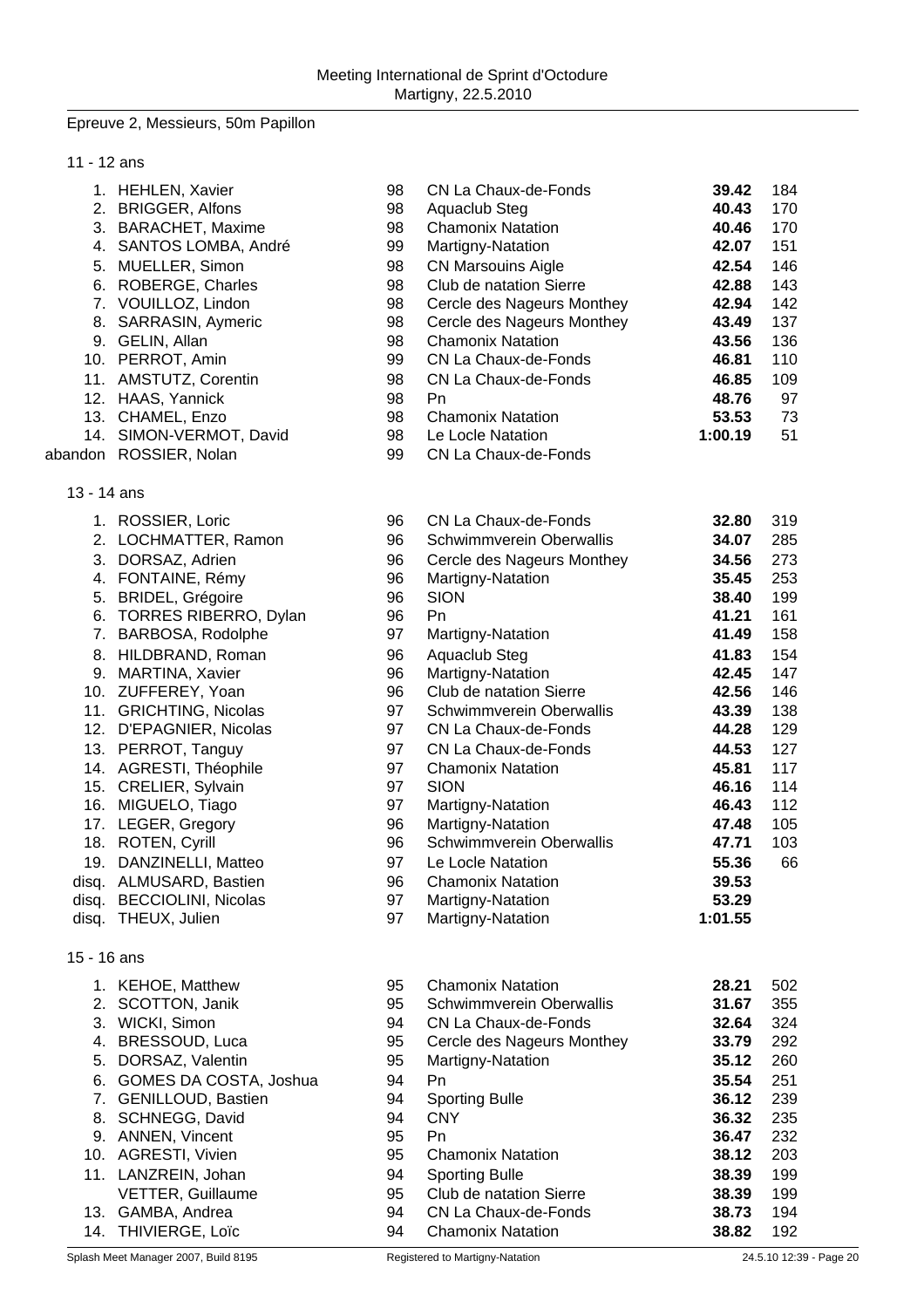Meeting International de Sprint d'Octodure
Martigny, 22.5.2010

## Epreuve 2, Messieurs, 50m Papillon

### 11 - 12 ans

| Rang | Nom | Année | Club | Temps | Points |
|---|---|---|---|---|---|
| 1. | HEHLEN, Xavier | 98 | CN La Chaux-de-Fonds | **39.42** | 184 |
| 2. | BRIGGER, Alfons | 98 | Aquaclub Steg | **40.43** | 170 |
| 3. | BARACHET, Maxime | 98 | Chamonix Natation | **40.46** | 170 |
| 4. | SANTOS LOMBA, André | 99 | Martigny-Natation | **42.07** | 151 |
| 5. | MUELLER, Simon | 98 | CN Marsouins Aigle | **42.54** | 146 |
| 6. | ROBERGE, Charles | 98 | Club de natation Sierre | **42.88** | 143 |
| 7. | VOUILLOZ, Lindon | 98 | Cercle des Nageurs Monthey | **42.94** | 142 |
| 8. | SARRASIN, Aymeric | 98 | Cercle des Nageurs Monthey | **43.49** | 137 |
| 9. | GELIN, Allan | 98 | Chamonix Natation | **43.56** | 136 |
| 10. | PERROT, Amin | 99 | CN La Chaux-de-Fonds | **46.81** | 110 |
| 11. | AMSTUTZ, Corentin | 98 | CN La Chaux-de-Fonds | **46.85** | 109 |
| 12. | HAAS, Yannick | 98 | Pn | **48.76** | 97 |
| 13. | CHAMEL, Enzo | 98 | Chamonix Natation | **53.53** | 73 |
| 14. | SIMON-VERMOT, David | 98 | Le Locle Natation | **1:00.19** | 51 |
| abandon | ROSSIER, Nolan | 99 | CN La Chaux-de-Fonds | | |

### 13 - 14 ans

| Rang | Nom | Année | Club | Temps | Points |
|---|---|---|---|---|---|
| 1. | ROSSIER, Loric | 96 | CN La Chaux-de-Fonds | **32.80** | 319 |
| 2. | LOCHMATTER, Ramon | 96 | Schwimmverein Oberwallis | **34.07** | 285 |
| 3. | DORSAZ, Adrien | 96 | Cercle des Nageurs Monthey | **34.56** | 273 |
| 4. | FONTAINE, Rémy | 96 | Martigny-Natation | **35.45** | 253 |
| 5. | BRIDEL, Grégoire | 96 | SION | **38.40** | 199 |
| 6. | TORRES RIBERRO, Dylan | 96 | Pn | **41.21** | 161 |
| 7. | BARBOSA, Rodolphe | 97 | Martigny-Natation | **41.49** | 158 |
| 8. | HILDBRAND, Roman | 96 | Aquaclub Steg | **41.83** | 154 |
| 9. | MARTINA, Xavier | 96 | Martigny-Natation | **42.45** | 147 |
| 10. | ZUFFEREY, Yoan | 96 | Club de natation Sierre | **42.56** | 146 |
| 11. | GRICHTING, Nicolas | 97 | Schwimmverein Oberwallis | **43.39** | 138 |
| 12. | D'EPAGNIER, Nicolas | 97 | CN La Chaux-de-Fonds | **44.28** | 129 |
| 13. | PERROT, Tanguy | 97 | CN La Chaux-de-Fonds | **44.53** | 127 |
| 14. | AGRESTI, Théophile | 97 | Chamonix Natation | **45.81** | 117 |
| 15. | CRELIER, Sylvain | 97 | SION | **46.16** | 114 |
| 16. | MIGUELO, Tiago | 97 | Martigny-Natation | **46.43** | 112 |
| 17. | LEGER, Gregory | 96 | Martigny-Natation | **47.48** | 105 |
| 18. | ROTEN, Cyrill | 96 | Schwimmverein Oberwallis | **47.71** | 103 |
| 19. | DANZINELLI, Matteo | 97 | Le Locle Natation | **55.36** | 66 |
| disq. | ALMUSARD, Bastien | 96 | Chamonix Natation | **39.53** | |
| disq. | BECCIOLINI, Nicolas | 97 | Martigny-Natation | **53.29** | |
| disq. | THEUX, Julien | 97 | Martigny-Natation | **1:01.55** | |

### 15 - 16 ans

| Rang | Nom | Année | Club | Temps | Points |
|---|---|---|---|---|---|
| 1. | KEHOE, Matthew | 95 | Chamonix Natation | **28.21** | 502 |
| 2. | SCOTTON, Janik | 95 | Schwimmverein Oberwallis | **31.67** | 355 |
| 3. | WICKI, Simon | 94 | CN La Chaux-de-Fonds | **32.64** | 324 |
| 4. | BRESSOUD, Luca | 95 | Cercle des Nageurs Monthey | **33.79** | 292 |
| 5. | DORSAZ, Valentin | 95 | Martigny-Natation | **35.12** | 260 |
| 6. | GOMES DA COSTA, Joshua | 94 | Pn | **35.54** | 251 |
| 7. | GENILLOUD, Bastien | 94 | Sporting Bulle | **36.12** | 239 |
| 8. | SCHNEGG, David | 94 | CNY | **36.32** | 235 |
| 9. | ANNEN, Vincent | 95 | Pn | **36.47** | 232 |
| 10. | AGRESTI, Vivien | 95 | Chamonix Natation | **38.12** | 203 |
| 11. | LANZREIN, Johan | 94 | Sporting Bulle | **38.39** | 199 |
| | VETTER, Guillaume | 95 | Club de natation Sierre | **38.39** | 199 |
| 13. | GAMBA, Andrea | 94 | CN La Chaux-de-Fonds | **38.73** | 194 |
| 14. | THIVIERGE, Loïc | 94 | Chamonix Natation | **38.82** | 192 |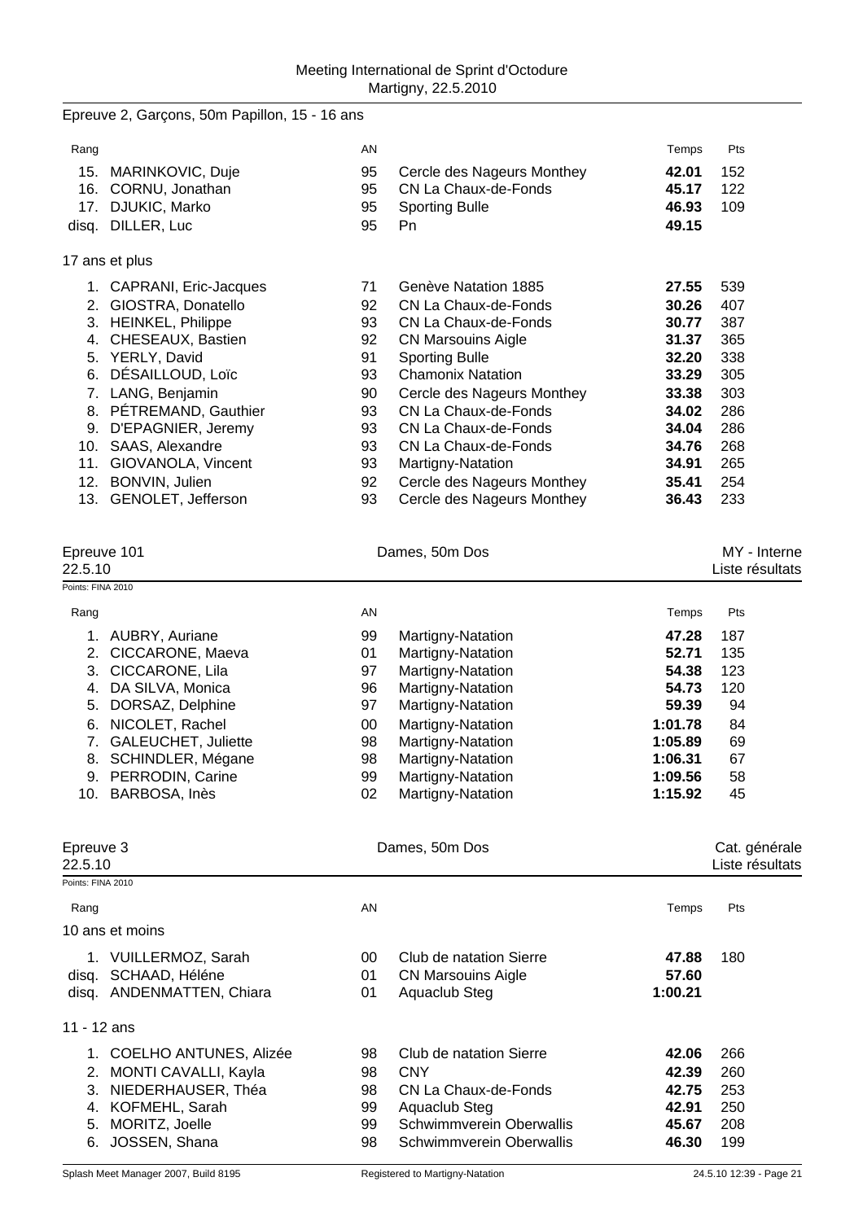Epreuve 2, Garçons, 50m Papillon, 15 - 16 ans

| Rang | | AN | | Temps | Pts |
|---|---|---|---|---|---|
| 15. | MARINKOVIC, Duje | 95 | Cercle des Nageurs Monthey | **42.01** | 152 |
| 16. | CORNU, Jonathan | 95 | CN La Chaux-de-Fonds | **45.17** | 122 |
| 17. | DJUKIC, Marko | 95 | Sporting Bulle | **46.93** | 109 |
| disq. | DILLER, Luc | 95 | Pn | **49.15** | |

17 ans et plus

| Rang | | AN | | Temps | Pts |
|---|---|---|---|---|---|
| 1. | CAPRANI, Eric-Jacques | 71 | Genève Natation 1885 | **27.55** | 539 |
| 2. | GIOSTRA, Donatello | 92 | CN La Chaux-de-Fonds | **30.26** | 407 |
| 3. | HEINKEL, Philippe | 93 | CN La Chaux-de-Fonds | **30.77** | 387 |
| 4. | CHESEAUX, Bastien | 92 | CN Marsouins Aigle | **31.37** | 365 |
| 5. | YERLY, David | 91 | Sporting Bulle | **32.20** | 338 |
| 6. | DÉSAILLOUD, Loïc | 93 | Chamonix Natation | **33.29** | 305 |
| 7. | LANG, Benjamin | 90 | Cercle des Nageurs Monthey | **33.38** | 303 |
| 8. | PÉTREMAND, Gauthier | 93 | CN La Chaux-de-Fonds | **34.02** | 286 |
| 9. | D'EPAGNIER, Jeremy | 93 | CN La Chaux-de-Fonds | **34.04** | 286 |
| 10. | SAAS, Alexandre | 93 | CN La Chaux-de-Fonds | **34.76** | 268 |
| 11. | GIOVANOLA, Vincent | 93 | Martigny-Natation | **34.91** | 265 |
| 12. | BONVIN, Julien | 92 | Cercle des Nageurs Monthey | **35.41** | 254 |
| 13. | GENOLET, Jefferson | 93 | Cercle des Nageurs Monthey | **36.43** | 233 |

Epreuve 101 — Dames, 50m Dos — MY - Interne
22.5.10 — Liste résultats

Points: FINA 2010

| Rang | | AN | | Temps | Pts |
|---|---|---|---|---|---|
| 1. | AUBRY, Auriane | 99 | Martigny-Natation | **47.28** | 187 |
| 2. | CICCARONE, Maeva | 01 | Martigny-Natation | **52.71** | 135 |
| 3. | CICCARONE, Lila | 97 | Martigny-Natation | **54.38** | 123 |
| 4. | DA SILVA, Monica | 96 | Martigny-Natation | **54.73** | 120 |
| 5. | DORSAZ, Delphine | 97 | Martigny-Natation | **59.39** | 94 |
| 6. | NICOLET, Rachel | 00 | Martigny-Natation | **1:01.78** | 84 |
| 7. | GALEUCHET, Juliette | 98 | Martigny-Natation | **1:05.89** | 69 |
| 8. | SCHINDLER, Mégane | 98 | Martigny-Natation | **1:06.31** | 67 |
| 9. | PERRODIN, Carine | 99 | Martigny-Natation | **1:09.56** | 58 |
| 10. | BARBOSA, Inès | 02 | Martigny-Natation | **1:15.92** | 45 |

Epreuve 3 — Dames, 50m Dos — Cat. générale
22.5.10 — Liste résultats

Points: FINA 2010

10 ans et moins

| Rang | | AN | | Temps | Pts |
|---|---|---|---|---|---|
| 1. | VUILLERMOZ, Sarah | 00 | Club de natation Sierre | **47.88** | 180 |
| disq. | SCHAAD, Héléne | 01 | CN Marsouins Aigle | **57.60** | |
| disq. | ANDENMATTEN, Chiara | 01 | Aquaclub Steg | **1:00.21** | |

11 - 12 ans

| Rang | | AN | | Temps | Pts |
|---|---|---|---|---|---|
| 1. | COELHO ANTUNES, Alizée | 98 | Club de natation Sierre | **42.06** | 266 |
| 2. | MONTI CAVALLI, Kayla | 98 | CNY | **42.39** | 260 |
| 3. | NIEDERHAUSER, Théa | 98 | CN La Chaux-de-Fonds | **42.75** | 253 |
| 4. | KOFMEHL, Sarah | 99 | Aquaclub Steg | **42.91** | 250 |
| 5. | MORITZ, Joelle | 99 | Schwimmverein Oberwallis | **45.67** | 208 |
| 6. | JOSSEN, Shana | 98 | Schwimmverein Oberwallis | **46.30** | 199 |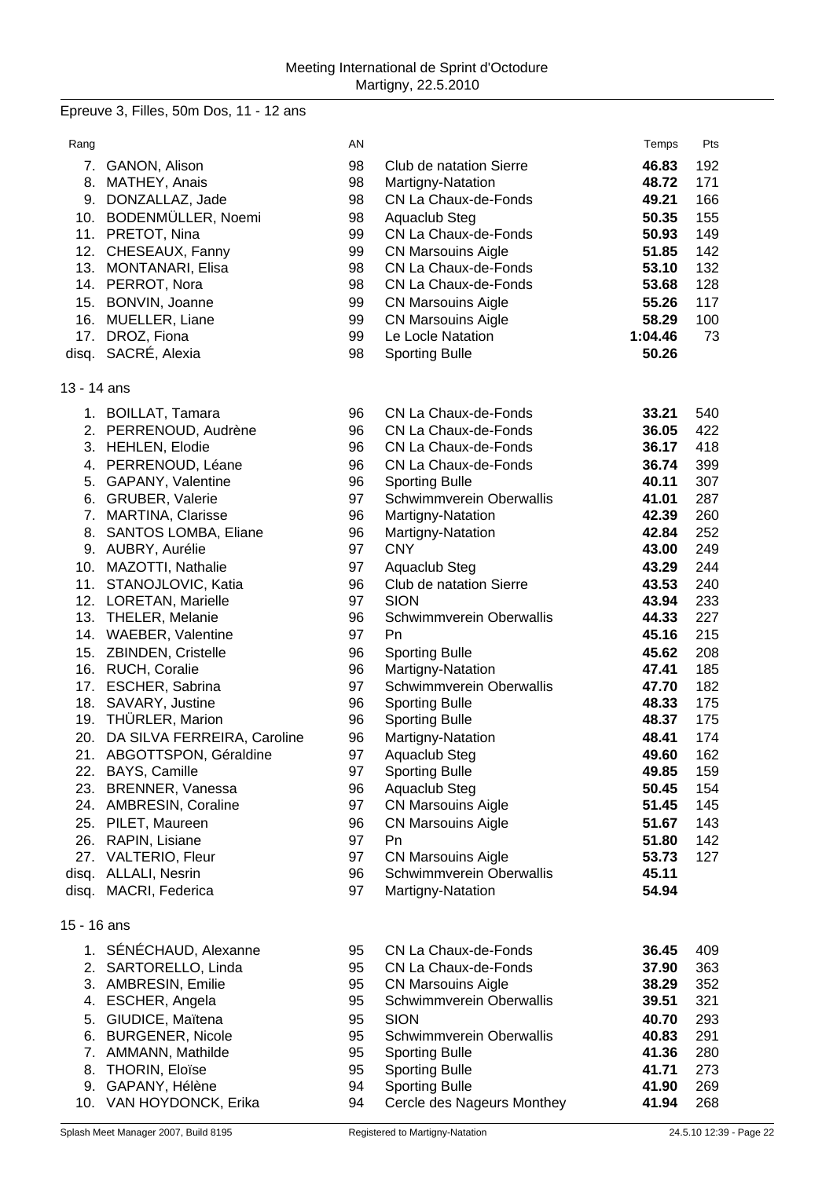Meeting International de Sprint d'Octodure
Martigny, 22.5.2010

## Epreuve 3, Filles, 50m Dos, 11 - 12 ans

| Rang | | AN | | Temps | Pts |
|---|---|---|---|---|---|
| 7. | GANON, Alison | 98 | Club de natation Sierre | **46.83** | 192 |
| 8. | MATHEY, Anais | 98 | Martigny-Natation | **48.72** | 171 |
| 9. | DONZALLAZ, Jade | 98 | CN La Chaux-de-Fonds | **49.21** | 166 |
| 10. | BODENMÜLLER, Noemi | 98 | Aquaclub Steg | **50.35** | 155 |
| 11. | PRETOT, Nina | 99 | CN La Chaux-de-Fonds | **50.93** | 149 |
| 12. | CHESEAUX, Fanny | 99 | CN Marsouins Aigle | **51.85** | 142 |
| 13. | MONTANARI, Elisa | 98 | CN La Chaux-de-Fonds | **53.10** | 132 |
| 14. | PERROT, Nora | 98 | CN La Chaux-de-Fonds | **53.68** | 128 |
| 15. | BONVIN, Joanne | 99 | CN Marsouins Aigle | **55.26** | 117 |
| 16. | MUELLER, Liane | 99 | CN Marsouins Aigle | **58.29** | 100 |
| 17. | DROZ, Fiona | 99 | Le Locle Natation | **1:04.46** | 73 |
| disq. | SACRÉ, Alexia | 98 | Sporting Bulle | **50.26** | |

### 13 - 14 ans

| Rang | | AN | | Temps | Pts |
|---|---|---|---|---|---|
| 1. | BOILLAT, Tamara | 96 | CN La Chaux-de-Fonds | **33.21** | 540 |
| 2. | PERRENOUD, Audrène | 96 | CN La Chaux-de-Fonds | **36.05** | 422 |
| 3. | HEHLEN, Elodie | 96 | CN La Chaux-de-Fonds | **36.17** | 418 |
| 4. | PERRENOUD, Léane | 96 | CN La Chaux-de-Fonds | **36.74** | 399 |
| 5. | GAPANY, Valentine | 96 | Sporting Bulle | **40.11** | 307 |
| 6. | GRUBER, Valerie | 97 | Schwimmverein Oberwallis | **41.01** | 287 |
| 7. | MARTINA, Clarisse | 96 | Martigny-Natation | **42.39** | 260 |
| 8. | SANTOS LOMBA, Eliane | 96 | Martigny-Natation | **42.84** | 252 |
| 9. | AUBRY, Aurélie | 97 | CNY | **43.00** | 249 |
| 10. | MAZOTTI, Nathalie | 97 | Aquaclub Steg | **43.29** | 244 |
| 11. | STANOJLOVIC, Katia | 96 | Club de natation Sierre | **43.53** | 240 |
| 12. | LORETAN, Marielle | 97 | SION | **43.94** | 233 |
| 13. | THELER, Melanie | 96 | Schwimmverein Oberwallis | **44.33** | 227 |
| 14. | WAEBER, Valentine | 97 | Pn | **45.16** | 215 |
| 15. | ZBINDEN, Cristelle | 96 | Sporting Bulle | **45.62** | 208 |
| 16. | RUCH, Coralie | 96 | Martigny-Natation | **47.41** | 185 |
| 17. | ESCHER, Sabrina | 97 | Schwimmverein Oberwallis | **47.70** | 182 |
| 18. | SAVARY, Justine | 96 | Sporting Bulle | **48.33** | 175 |
| 19. | THÜRLER, Marion | 96 | Sporting Bulle | **48.37** | 175 |
| 20. | DA SILVA FERREIRA, Caroline | 96 | Martigny-Natation | **48.41** | 174 |
| 21. | ABGOTTSPON, Géraldine | 97 | Aquaclub Steg | **49.60** | 162 |
| 22. | BAYS, Camille | 97 | Sporting Bulle | **49.85** | 159 |
| 23. | BRENNER, Vanessa | 96 | Aquaclub Steg | **50.45** | 154 |
| 24. | AMBRESIN, Coraline | 97 | CN Marsouins Aigle | **51.45** | 145 |
| 25. | PILET, Maureen | 96 | CN Marsouins Aigle | **51.67** | 143 |
| 26. | RAPIN, Lisiane | 97 | Pn | **51.80** | 142 |
| 27. | VALTERIO, Fleur | 97 | CN Marsouins Aigle | **53.73** | 127 |
| disq. | ALLALI, Nesrin | 96 | Schwimmverein Oberwallis | **45.11** | |
| disq. | MACRI, Federica | 97 | Martigny-Natation | **54.94** | |

### 15 - 16 ans

| Rang | | AN | | Temps | Pts |
|---|---|---|---|---|---|
| 1. | SÉNÉCHAUD, Alexanne | 95 | CN La Chaux-de-Fonds | **36.45** | 409 |
| 2. | SARTORELLO, Linda | 95 | CN La Chaux-de-Fonds | **37.90** | 363 |
| 3. | AMBRESIN, Emilie | 95 | CN Marsouins Aigle | **38.29** | 352 |
| 4. | ESCHER, Angela | 95 | Schwimmverein Oberwallis | **39.51** | 321 |
| 5. | GIUDICE, Maïtena | 95 | SION | **40.70** | 293 |
| 6. | BURGENER, Nicole | 95 | Schwimmverein Oberwallis | **40.83** | 291 |
| 7. | AMMANN, Mathilde | 95 | Sporting Bulle | **41.36** | 280 |
| 8. | THORIN, Eloïse | 95 | Sporting Bulle | **41.71** | 273 |
| 9. | GAPANY, Hélène | 94 | Sporting Bulle | **41.90** | 269 |
| 10. | VAN HOYDONCK, Erika | 94 | Cercle des Nageurs Monthey | **41.94** | 268 |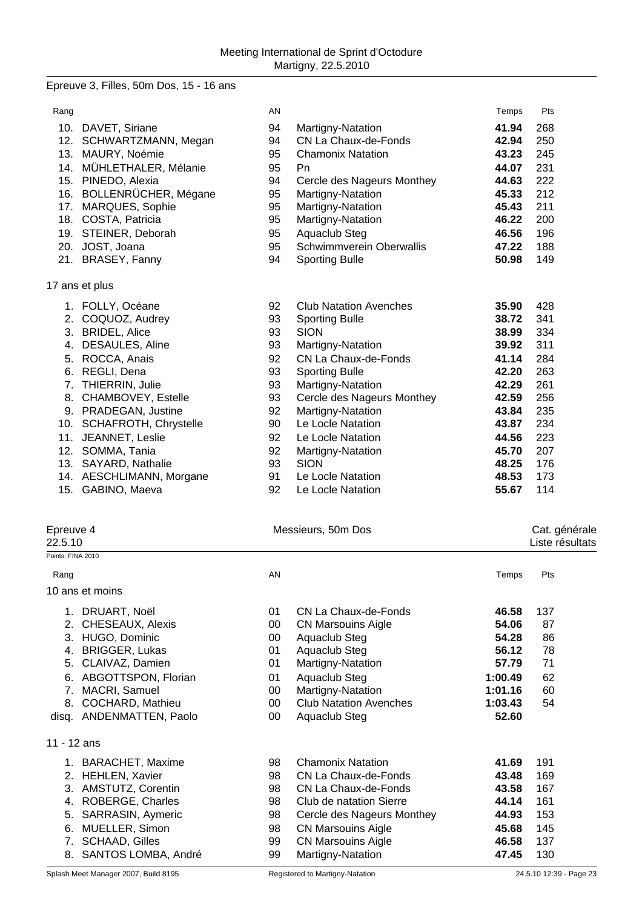Epreuve 3, Filles, 50m Dos, 15 - 16 ans

| Rang | | AN | | Temps | Pts |
|---|---|---|---|---|---|
| 10. | DAVET, Siriane | 94 | Martigny-Natation | **41.94** | 268 |
| 12. | SCHWARTZMANN, Megan | 94 | CN La Chaux-de-Fonds | **42.94** | 250 |
| 13. | MAURY, Noémie | 95 | Chamonix Natation | **43.23** | 245 |
| 14. | MÜHLETHALER, Mélanie | 95 | Pn | **44.07** | 231 |
| 15. | PINEDO, Alexia | 94 | Cercle des Nageurs Monthey | **44.63** | 222 |
| 16. | BOLLENRÜCHER, Mégane | 95 | Martigny-Natation | **45.33** | 212 |
| 17. | MARQUES, Sophie | 95 | Martigny-Natation | **45.43** | 211 |
| 18. | COSTA, Patricia | 95 | Martigny-Natation | **46.22** | 200 |
| 19. | STEINER, Deborah | 95 | Aquaclub Steg | **46.56** | 196 |
| 20. | JOST, Joana | 95 | Schwimmverein Oberwallis | **47.22** | 188 |
| 21. | BRASEY, Fanny | 94 | Sporting Bulle | **50.98** | 149 |

17 ans et plus

| Rang | | AN | | Temps | Pts |
|---|---|---|---|---|---|
| 1. | FOLLY, Océane | 92 | Club Natation Avenches | **35.90** | 428 |
| 2. | COQUOZ, Audrey | 93 | Sporting Bulle | **38.72** | 341 |
| 3. | BRIDEL, Alice | 93 | SION | **38.99** | 334 |
| 4. | DESAULES, Aline | 93 | Martigny-Natation | **39.92** | 311 |
| 5. | ROCCA, Anais | 92 | CN La Chaux-de-Fonds | **41.14** | 284 |
| 6. | REGLI, Dena | 93 | Sporting Bulle | **42.20** | 263 |
| 7. | THIERRIN, Julie | 93 | Martigny-Natation | **42.29** | 261 |
| 8. | CHAMBOVEY, Estelle | 93 | Cercle des Nageurs Monthey | **42.59** | 256 |
| 9. | PRADEGAN, Justine | 92 | Martigny-Natation | **43.84** | 235 |
| 10. | SCHAFROTH, Chrystelle | 90 | Le Locle Natation | **43.87** | 234 |
| 11. | JEANNET, Leslie | 92 | Le Locle Natation | **44.56** | 223 |
| 12. | SOMMA, Tania | 92 | Martigny-Natation | **45.70** | 207 |
| 13. | SAYARD, Nathalie | 93 | SION | **48.25** | 176 |
| 14. | AESCHLIMANN, Morgane | 91 | Le Locle Natation | **48.53** | 173 |
| 15. | GABINO, Maeva | 92 | Le Locle Natation | **55.67** | 114 |

## Epreuve 4 — Messieurs, 50m Dos — Cat. générale

22.5.10 — Liste résultats

Points: FINA 2010

10 ans et moins

| Rang | | AN | | Temps | Pts |
|---|---|---|---|---|---|
| 1. | DRUART, Noël | 01 | CN La Chaux-de-Fonds | **46.58** | 137 |
| 2. | CHESEAUX, Alexis | 00 | CN Marsouins Aigle | **54.06** | 87 |
| 3. | HUGO, Dominic | 00 | Aquaclub Steg | **54.28** | 86 |
| 4. | BRIGGER, Lukas | 01 | Aquaclub Steg | **56.12** | 78 |
| 5. | CLAIVAZ, Damien | 01 | Martigny-Natation | **57.79** | 71 |
| 6. | ABGOTTSPON, Florian | 01 | Aquaclub Steg | **1:00.49** | 62 |
| 7. | MACRI, Samuel | 00 | Martigny-Natation | **1:01.16** | 60 |
| 8. | COCHARD, Mathieu | 00 | Club Natation Avenches | **1:03.43** | 54 |
| disq. | ANDENMATTEN, Paolo | 00 | Aquaclub Steg | **52.60** | |

11 - 12 ans

| Rang | | AN | | Temps | Pts |
|---|---|---|---|---|---|
| 1. | BARACHET, Maxime | 98 | Chamonix Natation | **41.69** | 191 |
| 2. | HEHLEN, Xavier | 98 | CN La Chaux-de-Fonds | **43.48** | 169 |
| 3. | AMSTUTZ, Corentin | 98 | CN La Chaux-de-Fonds | **43.58** | 167 |
| 4. | ROBERGE, Charles | 98 | Club de natation Sierre | **44.14** | 161 |
| 5. | SARRASIN, Aymeric | 98 | Cercle des Nageurs Monthey | **44.93** | 153 |
| 6. | MUELLER, Simon | 98 | CN Marsouins Aigle | **45.68** | 145 |
| 7. | SCHAAD, Gilles | 99 | CN Marsouins Aigle | **46.58** | 137 |
| 8. | SANTOS LOMBA, André | 99 | Martigny-Natation | **47.45** | 130 |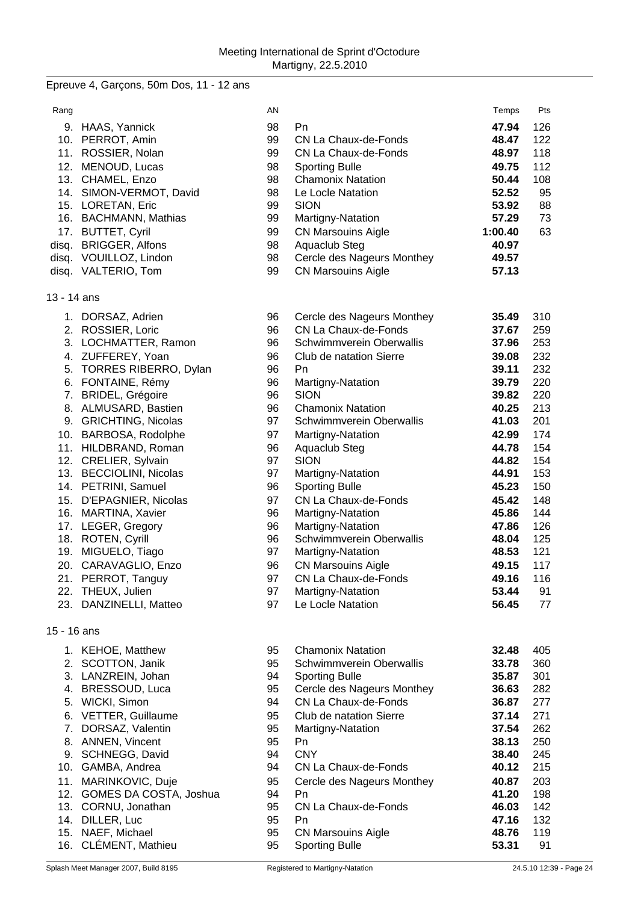Meeting International de Sprint d'Octodure
Martigny, 22.5.2010

## Epreuve 4, Garçons, 50m Dos, 11 - 12 ans

| Rang | | AN | | Temps | Pts |
|---|---|---|---|---|---|
| 9. | HAAS, Yannick | 98 | Pn | **47.94** | 126 |
| 10. | PERROT, Amin | 99 | CN La Chaux-de-Fonds | **48.47** | 122 |
| 11. | ROSSIER, Nolan | 99 | CN La Chaux-de-Fonds | **48.97** | 118 |
| 12. | MENOUD, Lucas | 98 | Sporting Bulle | **49.75** | 112 |
| 13. | CHAMEL, Enzo | 98 | Chamonix Natation | **50.44** | 108 |
| 14. | SIMON-VERMOT, David | 98 | Le Locle Natation | **52.52** | 95 |
| 15. | LORETAN, Eric | 99 | SION | **53.92** | 88 |
| 16. | BACHMANN, Mathias | 99 | Martigny-Natation | **57.29** | 73 |
| 17. | BUTTET, Cyril | 99 | CN Marsouins Aigle | **1:00.40** | 63 |
| disq. | BRIGGER, Alfons | 98 | Aquaclub Steg | **40.97** | |
| disq. | VOUILLOZ, Lindon | 98 | Cercle des Nageurs Monthey | **49.57** | |
| disq. | VALTERIO, Tom | 99 | CN Marsouins Aigle | **57.13** | |

### 13 - 14 ans

| Rang | | AN | | Temps | Pts |
|---|---|---|---|---|---|
| 1. | DORSAZ, Adrien | 96 | Cercle des Nageurs Monthey | **35.49** | 310 |
| 2. | ROSSIER, Loric | 96 | CN La Chaux-de-Fonds | **37.67** | 259 |
| 3. | LOCHMATTER, Ramon | 96 | Schwimmverein Oberwallis | **37.96** | 253 |
| 4. | ZUFFEREY, Yoan | 96 | Club de natation Sierre | **39.08** | 232 |
| 5. | TORRES RIBERRO, Dylan | 96 | Pn | **39.11** | 232 |
| 6. | FONTAINE, Rémy | 96 | Martigny-Natation | **39.79** | 220 |
| 7. | BRIDEL, Grégoire | 96 | SION | **39.82** | 220 |
| 8. | ALMUSARD, Bastien | 96 | Chamonix Natation | **40.25** | 213 |
| 9. | GRICHTING, Nicolas | 97 | Schwimmverein Oberwallis | **41.03** | 201 |
| 10. | BARBOSA, Rodolphe | 97 | Martigny-Natation | **42.99** | 174 |
| 11. | HILDBRAND, Roman | 96 | Aquaclub Steg | **44.78** | 154 |
| 12. | CRELIER, Sylvain | 97 | SION | **44.82** | 154 |
| 13. | BECCIOLINI, Nicolas | 97 | Martigny-Natation | **44.91** | 153 |
| 14. | PETRINI, Samuel | 96 | Sporting Bulle | **45.23** | 150 |
| 15. | D'EPAGNIER, Nicolas | 97 | CN La Chaux-de-Fonds | **45.42** | 148 |
| 16. | MARTINA, Xavier | 96 | Martigny-Natation | **45.86** | 144 |
| 17. | LEGER, Gregory | 96 | Martigny-Natation | **47.86** | 126 |
| 18. | ROTEN, Cyrill | 96 | Schwimmverein Oberwallis | **48.04** | 125 |
| 19. | MIGUELO, Tiago | 97 | Martigny-Natation | **48.53** | 121 |
| 20. | CARAVAGLIO, Enzo | 96 | CN Marsouins Aigle | **49.15** | 117 |
| 21. | PERROT, Tanguy | 97 | CN La Chaux-de-Fonds | **49.16** | 116 |
| 22. | THEUX, Julien | 97 | Martigny-Natation | **53.44** | 91 |
| 23. | DANZINELLI, Matteo | 97 | Le Locle Natation | **56.45** | 77 |

### 15 - 16 ans

| Rang | | AN | | Temps | Pts |
|---|---|---|---|---|---|
| 1. | KEHOE, Matthew | 95 | Chamonix Natation | **32.48** | 405 |
| 2. | SCOTTON, Janik | 95 | Schwimmverein Oberwallis | **33.78** | 360 |
| 3. | LANZREIN, Johan | 94 | Sporting Bulle | **35.87** | 301 |
| 4. | BRESSOUD, Luca | 95 | Cercle des Nageurs Monthey | **36.63** | 282 |
| 5. | WICKI, Simon | 94 | CN La Chaux-de-Fonds | **36.87** | 277 |
| 6. | VETTER, Guillaume | 95 | Club de natation Sierre | **37.14** | 271 |
| 7. | DORSAZ, Valentin | 95 | Martigny-Natation | **37.54** | 262 |
| 8. | ANNEN, Vincent | 95 | Pn | **38.13** | 250 |
| 9. | SCHNEGG, David | 94 | CNY | **38.40** | 245 |
| 10. | GAMBA, Andrea | 94 | CN La Chaux-de-Fonds | **40.12** | 215 |
| 11. | MARINKOVIC, Duje | 95 | Cercle des Nageurs Monthey | **40.87** | 203 |
| 12. | GOMES DA COSTA, Joshua | 94 | Pn | **41.20** | 198 |
| 13. | CORNU, Jonathan | 95 | CN La Chaux-de-Fonds | **46.03** | 142 |
| 14. | DILLER, Luc | 95 | Pn | **47.16** | 132 |
| 15. | NAEF, Michael | 95 | CN Marsouins Aigle | **48.76** | 119 |
| 16. | CLÉMENT, Mathieu | 95 | Sporting Bulle | **53.31** | 91 |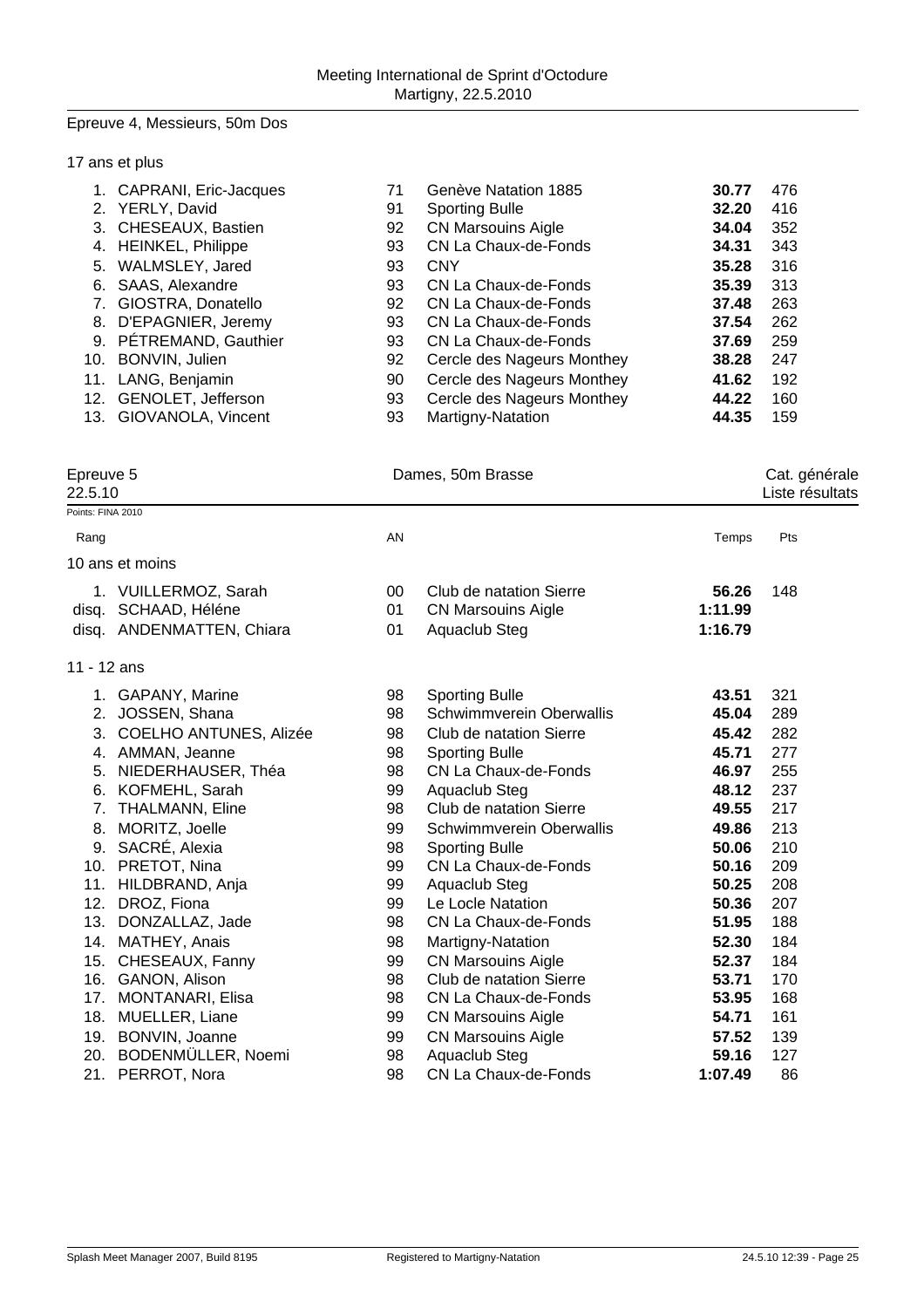Epreuve 4, Messieurs, 50m Dos

17 ans et plus

| Rang | Nom | AN | Club | Temps | Pts |
|---|---|---|---|---|---|
| 1. | CAPRANI, Eric-Jacques | 71 | Genève Natation 1885 | **30.77** | 476 |
| 2. | YERLY, David | 91 | Sporting Bulle | **32.20** | 416 |
| 3. | CHESEAUX, Bastien | 92 | CN Marsouins Aigle | **34.04** | 352 |
| 4. | HEINKEL, Philippe | 93 | CN La Chaux-de-Fonds | **34.31** | 343 |
| 5. | WALMSLEY, Jared | 93 | CNY | **35.28** | 316 |
| 6. | SAAS, Alexandre | 93 | CN La Chaux-de-Fonds | **35.39** | 313 |
| 7. | GIOSTRA, Donatello | 92 | CN La Chaux-de-Fonds | **37.48** | 263 |
| 8. | D'EPAGNIER, Jeremy | 93 | CN La Chaux-de-Fonds | **37.54** | 262 |
| 9. | PÉTREMAND, Gauthier | 93 | CN La Chaux-de-Fonds | **37.69** | 259 |
| 10. | BONVIN, Julien | 92 | Cercle des Nageurs Monthey | **38.28** | 247 |
| 11. | LANG, Benjamin | 90 | Cercle des Nageurs Monthey | **41.62** | 192 |
| 12. | GENOLET, Jefferson | 93 | Cercle des Nageurs Monthey | **44.22** | 160 |
| 13. | GIOVANOLA, Vincent | 93 | Martigny-Natation | **44.35** | 159 |

Epreuve 5 — Dames, 50m Brasse — Cat. générale

22.5.10 — Liste résultats

Points: FINA 2010

10 ans et moins

| Rang | Nom | AN | Club | Temps | Pts |
|---|---|---|---|---|---|
| 1. | VUILLERMOZ, Sarah | 00 | Club de natation Sierre | **56.26** | 148 |
| disq. | SCHAAD, Héléne | 01 | CN Marsouins Aigle | **1:11.99** | |
| disq. | ANDENMATTEN, Chiara | 01 | Aquaclub Steg | **1:16.79** | |

11 - 12 ans

| Rang | Nom | AN | Club | Temps | Pts |
|---|---|---|---|---|---|
| 1. | GAPANY, Marine | 98 | Sporting Bulle | **43.51** | 321 |
| 2. | JOSSEN, Shana | 98 | Schwimmverein Oberwallis | **45.04** | 289 |
| 3. | COELHO ANTUNES, Alizée | 98 | Club de natation Sierre | **45.42** | 282 |
| 4. | AMMAN, Jeanne | 98 | Sporting Bulle | **45.71** | 277 |
| 5. | NIEDERHAUSER, Théa | 98 | CN La Chaux-de-Fonds | **46.97** | 255 |
| 6. | KOFMEHL, Sarah | 99 | Aquaclub Steg | **48.12** | 237 |
| 7. | THALMANN, Eline | 98 | Club de natation Sierre | **49.55** | 217 |
| 8. | MORITZ, Joelle | 99 | Schwimmverein Oberwallis | **49.86** | 213 |
| 9. | SACRÉ, Alexia | 98 | Sporting Bulle | **50.06** | 210 |
| 10. | PRETOT, Nina | 99 | CN La Chaux-de-Fonds | **50.16** | 209 |
| 11. | HILDBRAND, Anja | 99 | Aquaclub Steg | **50.25** | 208 |
| 12. | DROZ, Fiona | 99 | Le Locle Natation | **50.36** | 207 |
| 13. | DONZALLAZ, Jade | 98 | CN La Chaux-de-Fonds | **51.95** | 188 |
| 14. | MATHEY, Anais | 98 | Martigny-Natation | **52.30** | 184 |
| 15. | CHESEAUX, Fanny | 99 | CN Marsouins Aigle | **52.37** | 184 |
| 16. | GANON, Alison | 98 | Club de natation Sierre | **53.71** | 170 |
| 17. | MONTANARI, Elisa | 98 | CN La Chaux-de-Fonds | **53.95** | 168 |
| 18. | MUELLER, Liane | 99 | CN Marsouins Aigle | **54.71** | 161 |
| 19. | BONVIN, Joanne | 99 | CN Marsouins Aigle | **57.52** | 139 |
| 20. | BODENMÜLLER, Noemi | 98 | Aquaclub Steg | **59.16** | 127 |
| 21. | PERROT, Nora | 98 | CN La Chaux-de-Fonds | **1:07.49** | 86 |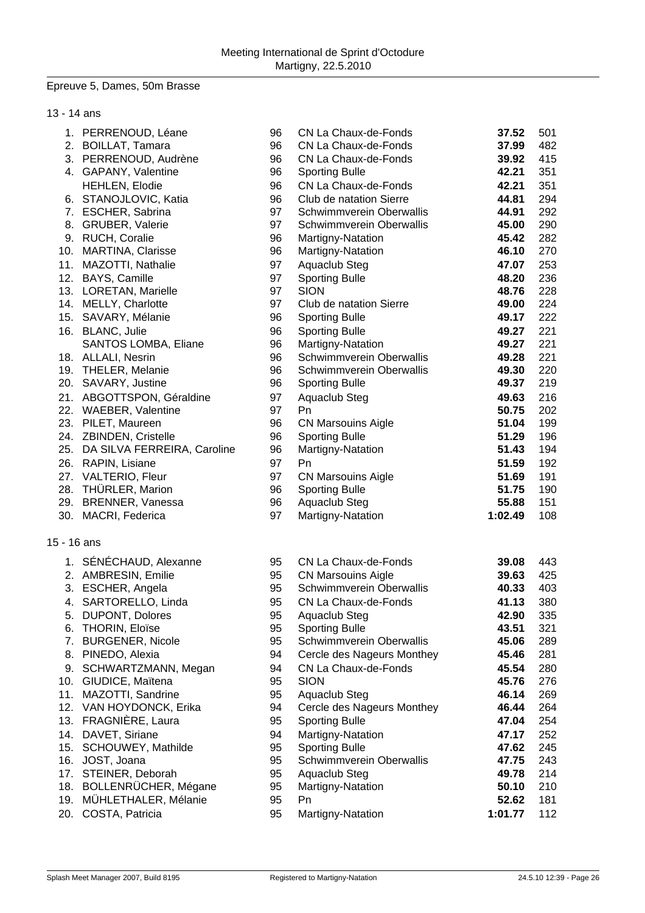Meeting International de Sprint d'Octodure
Martigny, 22.5.2010

## Epreuve 5, Dames, 50m Brasse

### 13 - 14 ans

| Rang | Nom | Année | Club | Temps | Points |
|---|---|---|---|---|---|
| 1. | PERRENOUD, Léane | 96 | CN La Chaux-de-Fonds | **37.52** | 501 |
| 2. | BOILLAT, Tamara | 96 | CN La Chaux-de-Fonds | **37.99** | 482 |
| 3. | PERRENOUD, Audrène | 96 | CN La Chaux-de-Fonds | **39.92** | 415 |
| 4. | GAPANY, Valentine | 96 | Sporting Bulle | **42.21** | 351 |
| | HEHLEN, Elodie | 96 | CN La Chaux-de-Fonds | **42.21** | 351 |
| 6. | STANOJLOVIC, Katia | 96 | Club de natation Sierre | **44.81** | 294 |
| 7. | ESCHER, Sabrina | 97 | Schwimmverein Oberwallis | **44.91** | 292 |
| 8. | GRUBER, Valerie | 97 | Schwimmverein Oberwallis | **45.00** | 290 |
| 9. | RUCH, Coralie | 96 | Martigny-Natation | **45.42** | 282 |
| 10. | MARTINA, Clarisse | 96 | Martigny-Natation | **46.10** | 270 |
| 11. | MAZOTTI, Nathalie | 97 | Aquaclub Steg | **47.07** | 253 |
| 12. | BAYS, Camille | 97 | Sporting Bulle | **48.20** | 236 |
| 13. | LORETAN, Marielle | 97 | SION | **48.76** | 228 |
| 14. | MELLY, Charlotte | 97 | Club de natation Sierre | **49.00** | 224 |
| 15. | SAVARY, Mélanie | 96 | Sporting Bulle | **49.17** | 222 |
| 16. | BLANC, Julie | 96 | Sporting Bulle | **49.27** | 221 |
| | SANTOS LOMBA, Eliane | 96 | Martigny-Natation | **49.27** | 221 |
| 18. | ALLALI, Nesrin | 96 | Schwimmverein Oberwallis | **49.28** | 221 |
| 19. | THELER, Melanie | 96 | Schwimmverein Oberwallis | **49.30** | 220 |
| 20. | SAVARY, Justine | 96 | Sporting Bulle | **49.37** | 219 |
| 21. | ABGOTTSPON, Géraldine | 97 | Aquaclub Steg | **49.63** | 216 |
| 22. | WAEBER, Valentine | 97 | Pn | **50.75** | 202 |
| 23. | PILET, Maureen | 96 | CN Marsouins Aigle | **51.04** | 199 |
| 24. | ZBINDEN, Cristelle | 96 | Sporting Bulle | **51.29** | 196 |
| 25. | DA SILVA FERREIRA, Caroline | 96 | Martigny-Natation | **51.43** | 194 |
| 26. | RAPIN, Lisiane | 97 | Pn | **51.59** | 192 |
| 27. | VALTERIO, Fleur | 97 | CN Marsouins Aigle | **51.69** | 191 |
| 28. | THÜRLER, Marion | 96 | Sporting Bulle | **51.75** | 190 |
| 29. | BRENNER, Vanessa | 96 | Aquaclub Steg | **55.88** | 151 |
| 30. | MACRI, Federica | 97 | Martigny-Natation | **1:02.49** | 108 |

### 15 - 16 ans

| Rang | Nom | Année | Club | Temps | Points |
|---|---|---|---|---|---|
| 1. | SÉNÉCHAUD, Alexanne | 95 | CN La Chaux-de-Fonds | **39.08** | 443 |
| 2. | AMBRESIN, Emilie | 95 | CN Marsouins Aigle | **39.63** | 425 |
| 3. | ESCHER, Angela | 95 | Schwimmverein Oberwallis | **40.33** | 403 |
| 4. | SARTORELLO, Linda | 95 | CN La Chaux-de-Fonds | **41.13** | 380 |
| 5. | DUPONT, Dolores | 95 | Aquaclub Steg | **42.90** | 335 |
| 6. | THORIN, Eloïse | 95 | Sporting Bulle | **43.51** | 321 |
| 7. | BURGENER, Nicole | 95 | Schwimmverein Oberwallis | **45.06** | 289 |
| 8. | PINEDO, Alexia | 94 | Cercle des Nageurs Monthey | **45.46** | 281 |
| 9. | SCHWARTZMANN, Megan | 94 | CN La Chaux-de-Fonds | **45.54** | 280 |
| 10. | GIUDICE, Maïtena | 95 | SION | **45.76** | 276 |
| 11. | MAZOTTI, Sandrine | 95 | Aquaclub Steg | **46.14** | 269 |
| 12. | VAN HOYDONCK, Erika | 94 | Cercle des Nageurs Monthey | **46.44** | 264 |
| 13. | FRAGNIÈRE, Laura | 95 | Sporting Bulle | **47.04** | 254 |
| 14. | DAVET, Siriane | 94 | Martigny-Natation | **47.17** | 252 |
| 15. | SCHOUWEY, Mathilde | 95 | Sporting Bulle | **47.62** | 245 |
| 16. | JOST, Joana | 95 | Schwimmverein Oberwallis | **47.75** | 243 |
| 17. | STEINER, Deborah | 95 | Aquaclub Steg | **49.78** | 214 |
| 18. | BOLLENRÜCHER, Mégane | 95 | Martigny-Natation | **50.10** | 210 |
| 19. | MÜHLETHALER, Mélanie | 95 | Pn | **52.62** | 181 |
| 20. | COSTA, Patricia | 95 | Martigny-Natation | **1:01.77** | 112 |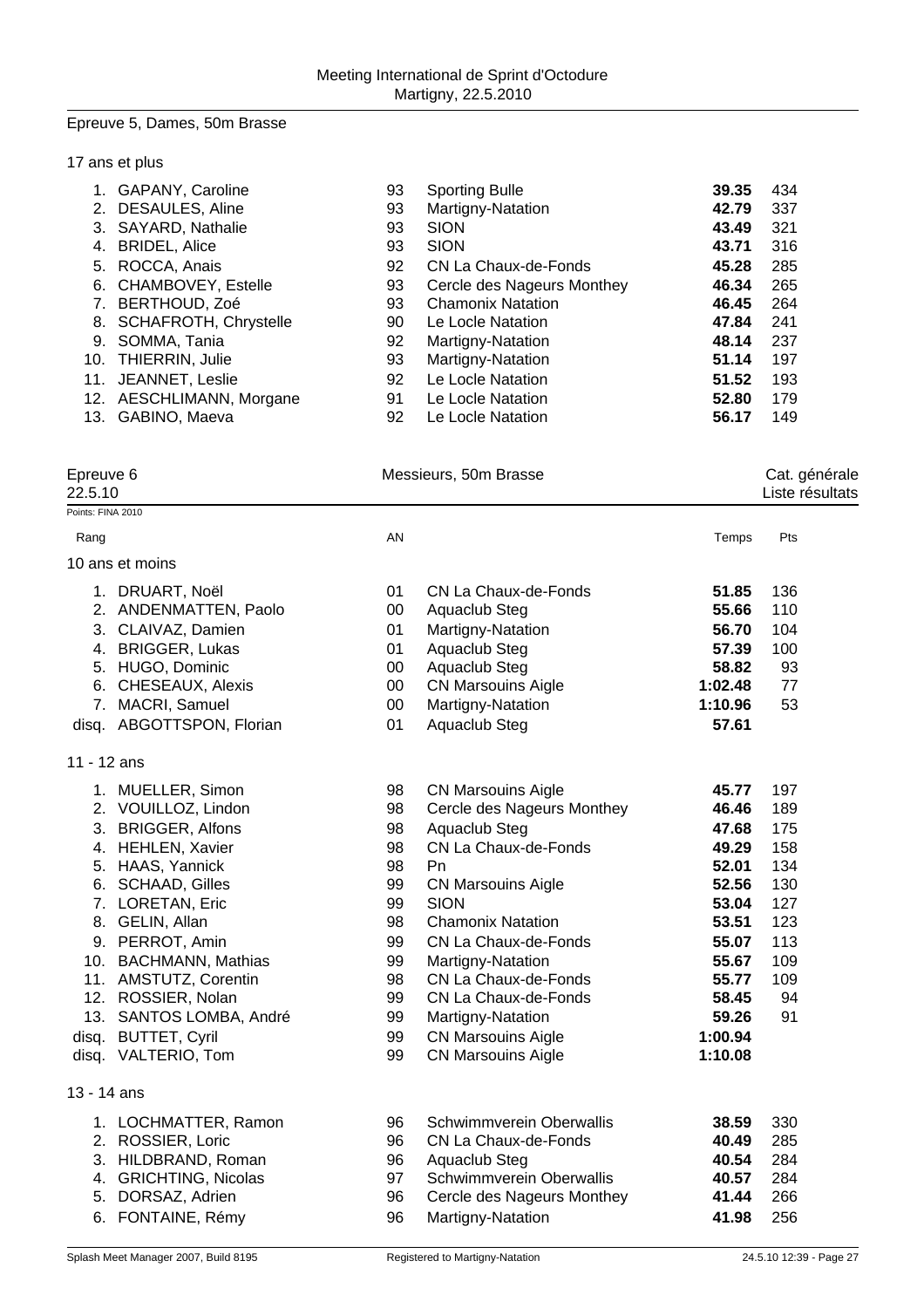## Epreuve 5, Dames, 50m Brasse

### 17 ans et plus

| Rang | Nom | AN | Club | Temps | Pts |
|---|---|---|---|---|---|
| 1. | GAPANY, Caroline | 93 | Sporting Bulle | **39.35** | 434 |
| 2. | DESAULES, Aline | 93 | Martigny-Natation | **42.79** | 337 |
| 3. | SAYARD, Nathalie | 93 | SION | **43.49** | 321 |
| 4. | BRIDEL, Alice | 93 | SION | **43.71** | 316 |
| 5. | ROCCA, Anais | 92 | CN La Chaux-de-Fonds | **45.28** | 285 |
| 6. | CHAMBOVEY, Estelle | 93 | Cercle des Nageurs Monthey | **46.34** | 265 |
| 7. | BERTHOUD, Zoé | 93 | Chamonix Natation | **46.45** | 264 |
| 8. | SCHAFROTH, Chrystelle | 90 | Le Locle Natation | **47.84** | 241 |
| 9. | SOMMA, Tania | 92 | Martigny-Natation | **48.14** | 237 |
| 10. | THIERRIN, Julie | 93 | Martigny-Natation | **51.14** | 197 |
| 11. | JEANNET, Leslie | 92 | Le Locle Natation | **51.52** | 193 |
| 12. | AESCHLIMANN, Morgane | 91 | Le Locle Natation | **52.80** | 179 |
| 13. | GABINO, Maeva | 92 | Le Locle Natation | **56.17** | 149 |

## Epreuve 6 — Messieurs, 50m Brasse — Cat. générale

22.5.10 — Liste résultats

Points: FINA 2010

### 10 ans et moins

| Rang | Nom | AN | Club | Temps | Pts |
|---|---|---|---|---|---|
| 1. | DRUART, Noël | 01 | CN La Chaux-de-Fonds | **51.85** | 136 |
| 2. | ANDENMATTEN, Paolo | 00 | Aquaclub Steg | **55.66** | 110 |
| 3. | CLAIVAZ, Damien | 01 | Martigny-Natation | **56.70** | 104 |
| 4. | BRIGGER, Lukas | 01 | Aquaclub Steg | **57.39** | 100 |
| 5. | HUGO, Dominic | 00 | Aquaclub Steg | **58.82** | 93 |
| 6. | CHESEAUX, Alexis | 00 | CN Marsouins Aigle | **1:02.48** | 77 |
| 7. | MACRI, Samuel | 00 | Martigny-Natation | **1:10.96** | 53 |
| disq. | ABGOTTSPON, Florian | 01 | Aquaclub Steg | **57.61** | |

### 11 - 12 ans

| Rang | Nom | AN | Club | Temps | Pts |
|---|---|---|---|---|---|
| 1. | MUELLER, Simon | 98 | CN Marsouins Aigle | **45.77** | 197 |
| 2. | VOUILLOZ, Lindon | 98 | Cercle des Nageurs Monthey | **46.46** | 189 |
| 3. | BRIGGER, Alfons | 98 | Aquaclub Steg | **47.68** | 175 |
| 4. | HEHLEN, Xavier | 98 | CN La Chaux-de-Fonds | **49.29** | 158 |
| 5. | HAAS, Yannick | 98 | Pn | **52.01** | 134 |
| 6. | SCHAAD, Gilles | 99 | CN Marsouins Aigle | **52.56** | 130 |
| 7. | LORETAN, Eric | 99 | SION | **53.04** | 127 |
| 8. | GELIN, Allan | 98 | Chamonix Natation | **53.51** | 123 |
| 9. | PERROT, Amin | 99 | CN La Chaux-de-Fonds | **55.07** | 113 |
| 10. | BACHMANN, Mathias | 99 | Martigny-Natation | **55.67** | 109 |
| 11. | AMSTUTZ, Corentin | 98 | CN La Chaux-de-Fonds | **55.77** | 109 |
| 12. | ROSSIER, Nolan | 99 | CN La Chaux-de-Fonds | **58.45** | 94 |
| 13. | SANTOS LOMBA, André | 99 | Martigny-Natation | **59.26** | 91 |
| disq. | BUTTET, Cyril | 99 | CN Marsouins Aigle | **1:00.94** | |
| disq. | VALTERIO, Tom | 99 | CN Marsouins Aigle | **1:10.08** | |

### 13 - 14 ans

| Rang | Nom | AN | Club | Temps | Pts |
|---|---|---|---|---|---|
| 1. | LOCHMATTER, Ramon | 96 | Schwimmverein Oberwallis | **38.59** | 330 |
| 2. | ROSSIER, Loric | 96 | CN La Chaux-de-Fonds | **40.49** | 285 |
| 3. | HILDBRAND, Roman | 96 | Aquaclub Steg | **40.54** | 284 |
| 4. | GRICHTING, Nicolas | 97 | Schwimmverein Oberwallis | **40.57** | 284 |
| 5. | DORSAZ, Adrien | 96 | Cercle des Nageurs Monthey | **41.44** | 266 |
| 6. | FONTAINE, Rémy | 96 | Martigny-Natation | **41.98** | 256 |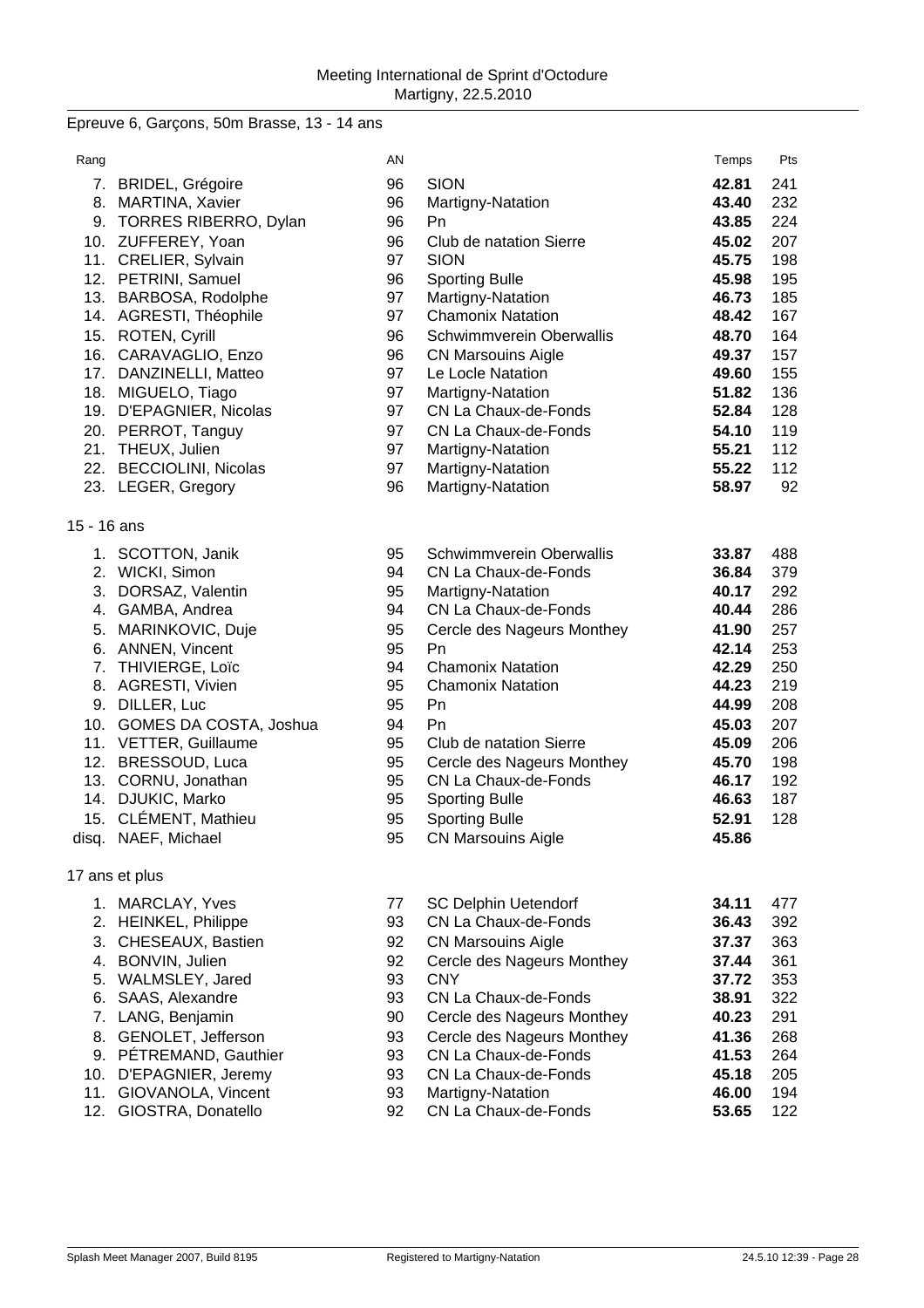Meeting International de Sprint d'Octodure
Martigny, 22.5.2010

## Epreuve 6, Garçons, 50m Brasse, 13 - 14 ans

| Rang | | AN | | Temps | Pts |
|---|---|---|---|---|---|
| 7. | BRIDEL, Grégoire | 96 | SION | **42.81** | 241 |
| 8. | MARTINA, Xavier | 96 | Martigny-Natation | **43.40** | 232 |
| 9. | TORRES RIBERRO, Dylan | 96 | Pn | **43.85** | 224 |
| 10. | ZUFFEREY, Yoan | 96 | Club de natation Sierre | **45.02** | 207 |
| 11. | CRELIER, Sylvain | 97 | SION | **45.75** | 198 |
| 12. | PETRINI, Samuel | 96 | Sporting Bulle | **45.98** | 195 |
| 13. | BARBOSA, Rodolphe | 97 | Martigny-Natation | **46.73** | 185 |
| 14. | AGRESTI, Théophile | 97 | Chamonix Natation | **48.42** | 167 |
| 15. | ROTEN, Cyrill | 96 | Schwimmverein Oberwallis | **48.70** | 164 |
| 16. | CARAVAGLIO, Enzo | 96 | CN Marsouins Aigle | **49.37** | 157 |
| 17. | DANZINELLI, Matteo | 97 | Le Locle Natation | **49.60** | 155 |
| 18. | MIGUELO, Tiago | 97 | Martigny-Natation | **51.82** | 136 |
| 19. | D'EPAGNIER, Nicolas | 97 | CN La Chaux-de-Fonds | **52.84** | 128 |
| 20. | PERROT, Tanguy | 97 | CN La Chaux-de-Fonds | **54.10** | 119 |
| 21. | THEUX, Julien | 97 | Martigny-Natation | **55.21** | 112 |
| 22. | BECCIOLINI, Nicolas | 97 | Martigny-Natation | **55.22** | 112 |
| 23. | LEGER, Gregory | 96 | Martigny-Natation | **58.97** | 92 |

### 15 - 16 ans

| Rang | | AN | | Temps | Pts |
|---|---|---|---|---|---|
| 1. | SCOTTON, Janik | 95 | Schwimmverein Oberwallis | **33.87** | 488 |
| 2. | WICKI, Simon | 94 | CN La Chaux-de-Fonds | **36.84** | 379 |
| 3. | DORSAZ, Valentin | 95 | Martigny-Natation | **40.17** | 292 |
| 4. | GAMBA, Andrea | 94 | CN La Chaux-de-Fonds | **40.44** | 286 |
| 5. | MARINKOVIC, Duje | 95 | Cercle des Nageurs Monthey | **41.90** | 257 |
| 6. | ANNEN, Vincent | 95 | Pn | **42.14** | 253 |
| 7. | THIVIERGE, Loïc | 94 | Chamonix Natation | **42.29** | 250 |
| 8. | AGRESTI, Vivien | 95 | Chamonix Natation | **44.23** | 219 |
| 9. | DILLER, Luc | 95 | Pn | **44.99** | 208 |
| 10. | GOMES DA COSTA, Joshua | 94 | Pn | **45.03** | 207 |
| 11. | VETTER, Guillaume | 95 | Club de natation Sierre | **45.09** | 206 |
| 12. | BRESSOUD, Luca | 95 | Cercle des Nageurs Monthey | **45.70** | 198 |
| 13. | CORNU, Jonathan | 95 | CN La Chaux-de-Fonds | **46.17** | 192 |
| 14. | DJUKIC, Marko | 95 | Sporting Bulle | **46.63** | 187 |
| 15. | CLÉMENT, Mathieu | 95 | Sporting Bulle | **52.91** | 128 |
| disq. | NAEF, Michael | 95 | CN Marsouins Aigle | **45.86** | |

### 17 ans et plus

| Rang | | AN | | Temps | Pts |
|---|---|---|---|---|---|
| 1. | MARCLAY, Yves | 77 | SC Delphin Uetendorf | **34.11** | 477 |
| 2. | HEINKEL, Philippe | 93 | CN La Chaux-de-Fonds | **36.43** | 392 |
| 3. | CHESEAUX, Bastien | 92 | CN Marsouins Aigle | **37.37** | 363 |
| 4. | BONVIN, Julien | 92 | Cercle des Nageurs Monthey | **37.44** | 361 |
| 5. | WALMSLEY, Jared | 93 | CNY | **37.72** | 353 |
| 6. | SAAS, Alexandre | 93 | CN La Chaux-de-Fonds | **38.91** | 322 |
| 7. | LANG, Benjamin | 90 | Cercle des Nageurs Monthey | **40.23** | 291 |
| 8. | GENOLET, Jefferson | 93 | Cercle des Nageurs Monthey | **41.36** | 268 |
| 9. | PÉTREMAND, Gauthier | 93 | CN La Chaux-de-Fonds | **41.53** | 264 |
| 10. | D'EPAGNIER, Jeremy | 93 | CN La Chaux-de-Fonds | **45.18** | 205 |
| 11. | GIOVANOLA, Vincent | 93 | Martigny-Natation | **46.00** | 194 |
| 12. | GIOSTRA, Donatello | 92 | CN La Chaux-de-Fonds | **53.65** | 122 |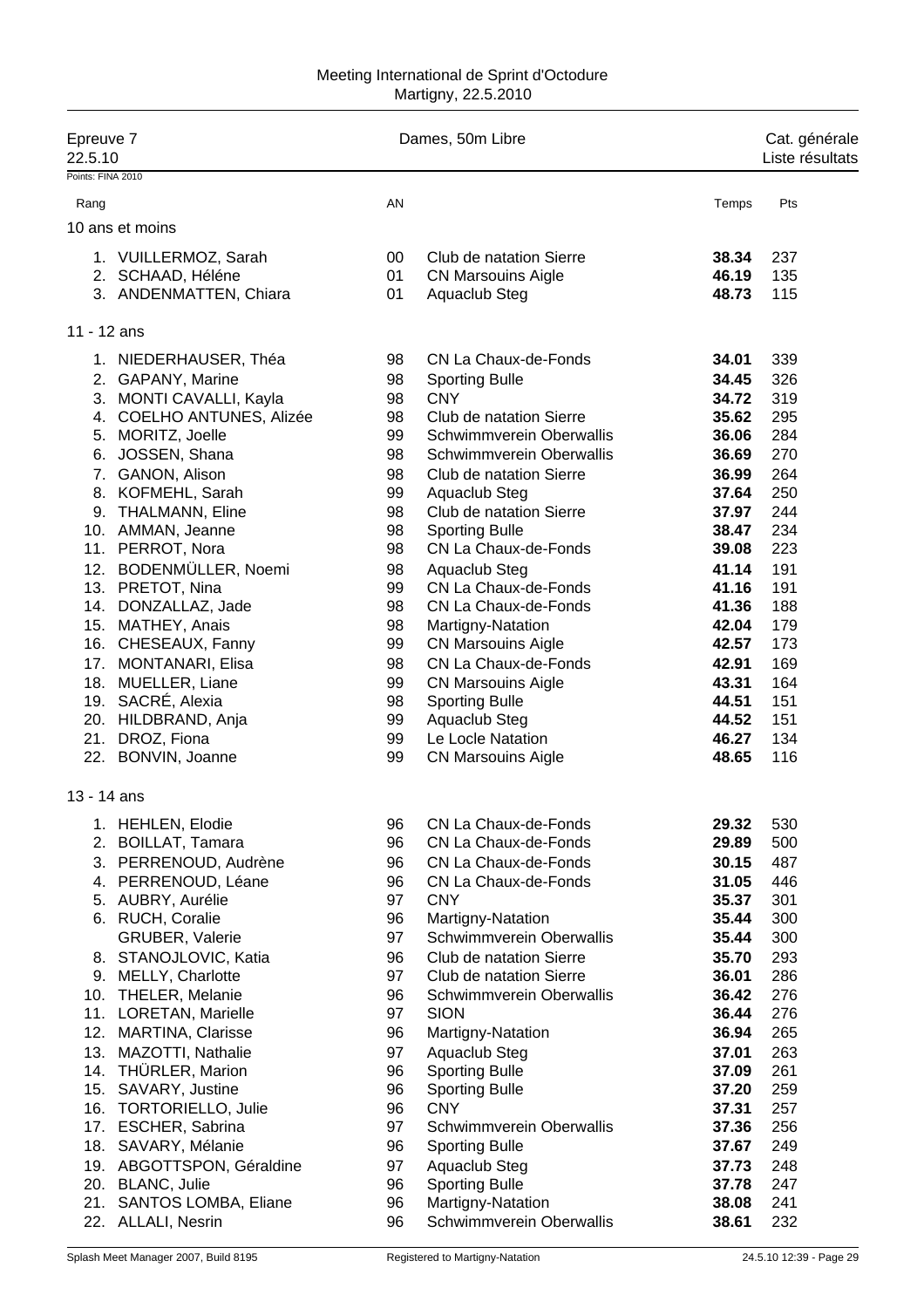Meeting International de Sprint d'Octodure
Martigny, 22.5.2010

| Epreuve 7 | Dames, 50m Libre | Cat. générale |
|---|---|---|
| 22.5.10 | | Liste résultats |

Points: FINA 2010

| Rang | | AN | | Temps | Pts |
|---|---|---|---|---|---|
| **10 ans et moins** | | | | | |
| 1. | VUILLERMOZ, Sarah | 00 | Club de natation Sierre | **38.34** | 237 |
| 2. | SCHAAD, Héléne | 01 | CN Marsouins Aigle | **46.19** | 135 |
| 3. | ANDENMATTEN, Chiara | 01 | Aquaclub Steg | **48.73** | 115 |
| **11 - 12 ans** | | | | | |
| 1. | NIEDERHAUSER, Théa | 98 | CN La Chaux-de-Fonds | **34.01** | 339 |
| 2. | GAPANY, Marine | 98 | Sporting Bulle | **34.45** | 326 |
| 3. | MONTI CAVALLI, Kayla | 98 | CNY | **34.72** | 319 |
| 4. | COELHO ANTUNES, Alizée | 98 | Club de natation Sierre | **35.62** | 295 |
| 5. | MORITZ, Joelle | 99 | Schwimmverein Oberwallis | **36.06** | 284 |
| 6. | JOSSEN, Shana | 98 | Schwimmverein Oberwallis | **36.69** | 270 |
| 7. | GANON, Alison | 98 | Club de natation Sierre | **36.99** | 264 |
| 8. | KOFMEHL, Sarah | 99 | Aquaclub Steg | **37.64** | 250 |
| 9. | THALMANN, Eline | 98 | Club de natation Sierre | **37.97** | 244 |
| 10. | AMMAN, Jeanne | 98 | Sporting Bulle | **38.47** | 234 |
| 11. | PERROT, Nora | 98 | CN La Chaux-de-Fonds | **39.08** | 223 |
| 12. | BODENMÜLLER, Noemi | 98 | Aquaclub Steg | **41.14** | 191 |
| 13. | PRETOT, Nina | 99 | CN La Chaux-de-Fonds | **41.16** | 191 |
| 14. | DONZALLAZ, Jade | 98 | CN La Chaux-de-Fonds | **41.36** | 188 |
| 15. | MATHEY, Anais | 98 | Martigny-Natation | **42.04** | 179 |
| 16. | CHESEAUX, Fanny | 99 | CN Marsouins Aigle | **42.57** | 173 |
| 17. | MONTANARI, Elisa | 98 | CN La Chaux-de-Fonds | **42.91** | 169 |
| 18. | MUELLER, Liane | 99 | CN Marsouins Aigle | **43.31** | 164 |
| 19. | SACRÉ, Alexia | 98 | Sporting Bulle | **44.51** | 151 |
| 20. | HILDBRAND, Anja | 99 | Aquaclub Steg | **44.52** | 151 |
| 21. | DROZ, Fiona | 99 | Le Locle Natation | **46.27** | 134 |
| 22. | BONVIN, Joanne | 99 | CN Marsouins Aigle | **48.65** | 116 |
| **13 - 14 ans** | | | | | |
| 1. | HEHLEN, Elodie | 96 | CN La Chaux-de-Fonds | **29.32** | 530 |
| 2. | BOILLAT, Tamara | 96 | CN La Chaux-de-Fonds | **29.89** | 500 |
| 3. | PERRENOUD, Audrène | 96 | CN La Chaux-de-Fonds | **30.15** | 487 |
| 4. | PERRENOUD, Léane | 96 | CN La Chaux-de-Fonds | **31.05** | 446 |
| 5. | AUBRY, Aurélie | 97 | CNY | **35.37** | 301 |
| 6. | RUCH, Coralie | 96 | Martigny-Natation | **35.44** | 300 |
| | GRUBER, Valerie | 97 | Schwimmverein Oberwallis | **35.44** | 300 |
| 8. | STANOJLOVIC, Katia | 96 | Club de natation Sierre | **35.70** | 293 |
| 9. | MELLY, Charlotte | 97 | Club de natation Sierre | **36.01** | 286 |
| 10. | THELER, Melanie | 96 | Schwimmverein Oberwallis | **36.42** | 276 |
| 11. | LORETAN, Marielle | 97 | SION | **36.44** | 276 |
| 12. | MARTINA, Clarisse | 96 | Martigny-Natation | **36.94** | 265 |
| 13. | MAZOTTI, Nathalie | 97 | Aquaclub Steg | **37.01** | 263 |
| 14. | THÜRLER, Marion | 96 | Sporting Bulle | **37.09** | 261 |
| 15. | SAVARY, Justine | 96 | Sporting Bulle | **37.20** | 259 |
| 16. | TORTORIELLO, Julie | 96 | CNY | **37.31** | 257 |
| 17. | ESCHER, Sabrina | 97 | Schwimmverein Oberwallis | **37.36** | 256 |
| 18. | SAVARY, Mélanie | 96 | Sporting Bulle | **37.67** | 249 |
| 19. | ABGOTTSPON, Géraldine | 97 | Aquaclub Steg | **37.73** | 248 |
| 20. | BLANC, Julie | 96 | Sporting Bulle | **37.78** | 247 |
| 21. | SANTOS LOMBA, Eliane | 96 | Martigny-Natation | **38.08** | 241 |
| 22. | ALLALI, Nesrin | 96 | Schwimmverein Oberwallis | **38.61** | 232 |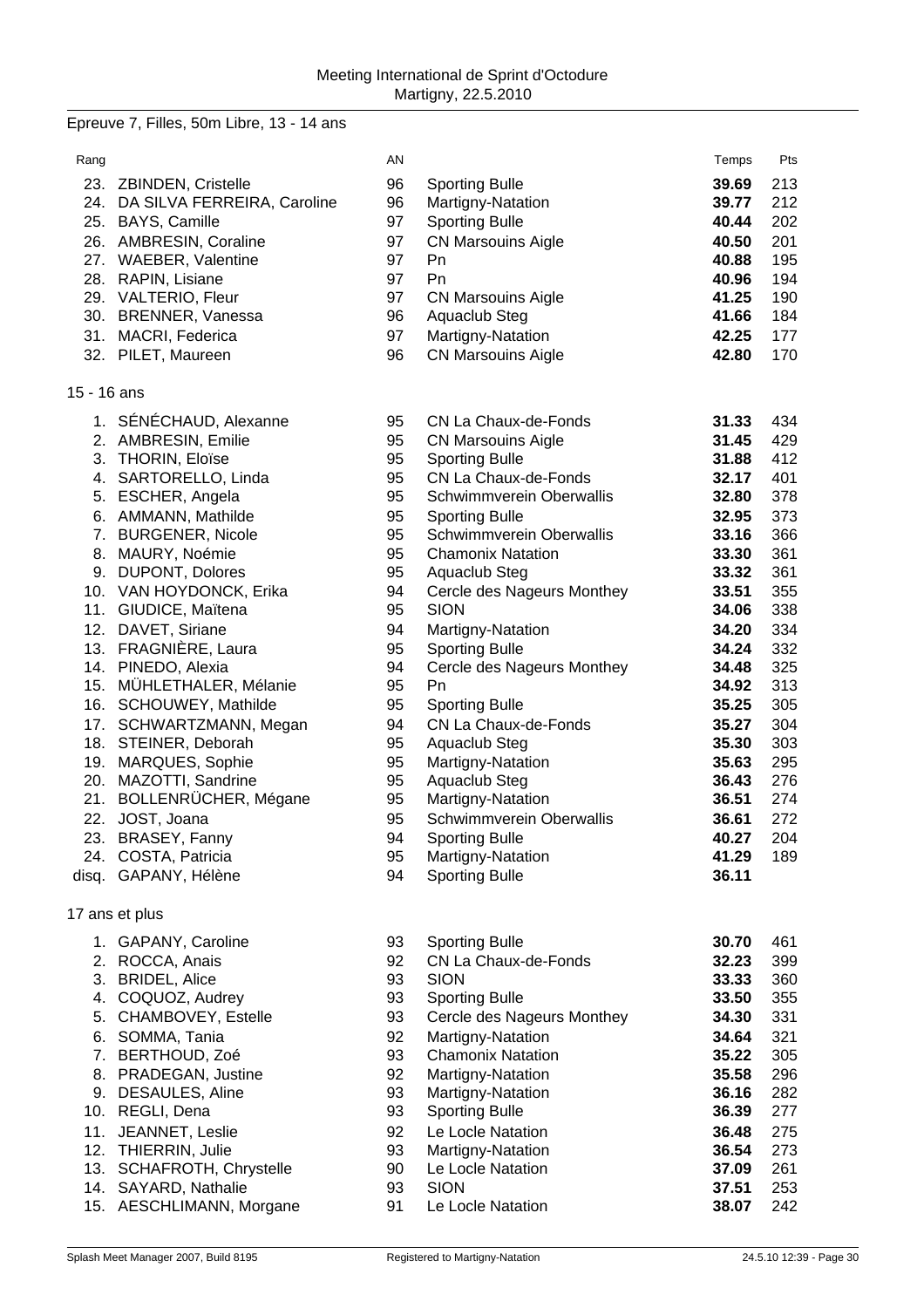Meeting International de Sprint d'Octodure
Martigny, 22.5.2010

Epreuve 7, Filles, 50m Libre, 13 - 14 ans

| Rang | | AN | | Temps | Pts |
|---|---|---|---|---|---|
| 23. | ZBINDEN, Cristelle | 96 | Sporting Bulle | **39.69** | 213 |
| 24. | DA SILVA FERREIRA, Caroline | 96 | Martigny-Natation | **39.77** | 212 |
| 25. | BAYS, Camille | 97 | Sporting Bulle | **40.44** | 202 |
| 26. | AMBRESIN, Coraline | 97 | CN Marsouins Aigle | **40.50** | 201 |
| 27. | WAEBER, Valentine | 97 | Pn | **40.88** | 195 |
| 28. | RAPIN, Lisiane | 97 | Pn | **40.96** | 194 |
| 29. | VALTERIO, Fleur | 97 | CN Marsouins Aigle | **41.25** | 190 |
| 30. | BRENNER, Vanessa | 96 | Aquaclub Steg | **41.66** | 184 |
| 31. | MACRI, Federica | 97 | Martigny-Natation | **42.25** | 177 |
| 32. | PILET, Maureen | 96 | CN Marsouins Aigle | **42.80** | 170 |

15 - 16 ans

| Rang | | AN | | Temps | Pts |
|---|---|---|---|---|---|
| 1. | SÉNÉCHAUD, Alexanne | 95 | CN La Chaux-de-Fonds | **31.33** | 434 |
| 2. | AMBRESIN, Emilie | 95 | CN Marsouins Aigle | **31.45** | 429 |
| 3. | THORIN, Eloïse | 95 | Sporting Bulle | **31.88** | 412 |
| 4. | SARTORELLO, Linda | 95 | CN La Chaux-de-Fonds | **32.17** | 401 |
| 5. | ESCHER, Angela | 95 | Schwimmverein Oberwallis | **32.80** | 378 |
| 6. | AMMANN, Mathilde | 95 | Sporting Bulle | **32.95** | 373 |
| 7. | BURGENER, Nicole | 95 | Schwimmverein Oberwallis | **33.16** | 366 |
| 8. | MAURY, Noémie | 95 | Chamonix Natation | **33.30** | 361 |
| 9. | DUPONT, Dolores | 95 | Aquaclub Steg | **33.32** | 361 |
| 10. | VAN HOYDONCK, Erika | 94 | Cercle des Nageurs Monthey | **33.51** | 355 |
| 11. | GIUDICE, Maïtena | 95 | SION | **34.06** | 338 |
| 12. | DAVET, Siriane | 94 | Martigny-Natation | **34.20** | 334 |
| 13. | FRAGNIÈRE, Laura | 95 | Sporting Bulle | **34.24** | 332 |
| 14. | PINEDO, Alexia | 94 | Cercle des Nageurs Monthey | **34.48** | 325 |
| 15. | MÜHLETHALER, Mélanie | 95 | Pn | **34.92** | 313 |
| 16. | SCHOUWEY, Mathilde | 95 | Sporting Bulle | **35.25** | 305 |
| 17. | SCHWARTZMANN, Megan | 94 | CN La Chaux-de-Fonds | **35.27** | 304 |
| 18. | STEINER, Deborah | 95 | Aquaclub Steg | **35.30** | 303 |
| 19. | MARQUES, Sophie | 95 | Martigny-Natation | **35.63** | 295 |
| 20. | MAZOTTI, Sandrine | 95 | Aquaclub Steg | **36.43** | 276 |
| 21. | BOLLENRÜCHER, Mégane | 95 | Martigny-Natation | **36.51** | 274 |
| 22. | JOST, Joana | 95 | Schwimmverein Oberwallis | **36.61** | 272 |
| 23. | BRASEY, Fanny | 94 | Sporting Bulle | **40.27** | 204 |
| 24. | COSTA, Patricia | 95 | Martigny-Natation | **41.29** | 189 |
| disq. | GAPANY, Hélène | 94 | Sporting Bulle | **36.11** | |

17 ans et plus

| Rang | | AN | | Temps | Pts |
|---|---|---|---|---|---|
| 1. | GAPANY, Caroline | 93 | Sporting Bulle | **30.70** | 461 |
| 2. | ROCCA, Anais | 92 | CN La Chaux-de-Fonds | **32.23** | 399 |
| 3. | BRIDEL, Alice | 93 | SION | **33.33** | 360 |
| 4. | COQUOZ, Audrey | 93 | Sporting Bulle | **33.50** | 355 |
| 5. | CHAMBOVEY, Estelle | 93 | Cercle des Nageurs Monthey | **34.30** | 331 |
| 6. | SOMMA, Tania | 92 | Martigny-Natation | **34.64** | 321 |
| 7. | BERTHOUD, Zoé | 93 | Chamonix Natation | **35.22** | 305 |
| 8. | PRADEGAN, Justine | 92 | Martigny-Natation | **35.58** | 296 |
| 9. | DESAULES, Aline | 93 | Martigny-Natation | **36.16** | 282 |
| 10. | REGLI, Dena | 93 | Sporting Bulle | **36.39** | 277 |
| 11. | JEANNET, Leslie | 92 | Le Locle Natation | **36.48** | 275 |
| 12. | THIERRIN, Julie | 93 | Martigny-Natation | **36.54** | 273 |
| 13. | SCHAFROTH, Chrystelle | 90 | Le Locle Natation | **37.09** | 261 |
| 14. | SAYARD, Nathalie | 93 | SION | **37.51** | 253 |
| 15. | AESCHLIMANN, Morgane | 91 | Le Locle Natation | **38.07** | 242 |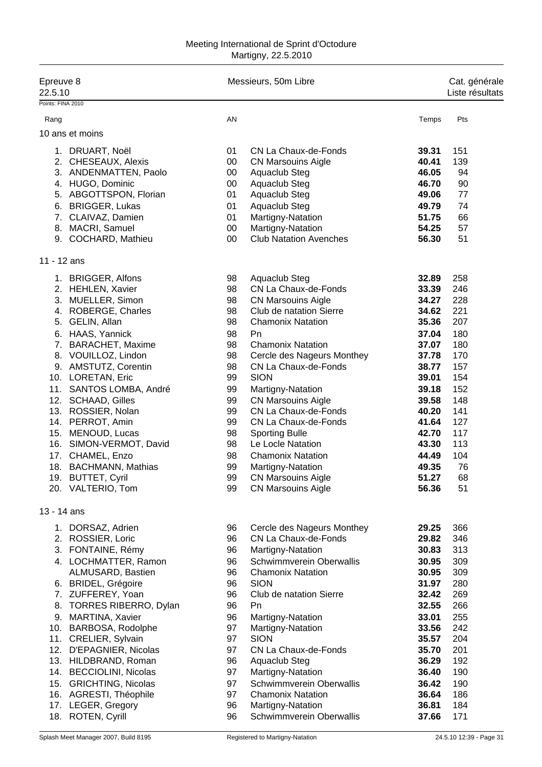Meeting International de Sprint d'Octodure
Martigny, 22.5.2010

| Epreuve 8 | Messieurs, 50m Libre | Cat. générale |
|---|---|---|
| 22.5.10 | | Liste résultats |

Points: FINA 2010

### 10 ans et moins

| Rang | Nom | AN | Club | Temps | Pts |
|---|---|---|---|---|---|
| 1. | DRUART, Noël | 01 | CN La Chaux-de-Fonds | **39.31** | 151 |
| 2. | CHESEAUX, Alexis | 00 | CN Marsouins Aigle | **40.41** | 139 |
| 3. | ANDENMATTEN, Paolo | 00 | Aquaclub Steg | **46.05** | 94 |
| 4. | HUGO, Dominic | 00 | Aquaclub Steg | **46.70** | 90 |
| 5. | ABGOTTSPON, Florian | 01 | Aquaclub Steg | **49.06** | 77 |
| 6. | BRIGGER, Lukas | 01 | Aquaclub Steg | **49.79** | 74 |
| 7. | CLAIVAZ, Damien | 01 | Martigny-Natation | **51.75** | 66 |
| 8. | MACRI, Samuel | 00 | Martigny-Natation | **54.25** | 57 |
| 9. | COCHARD, Mathieu | 00 | Club Natation Avenches | **56.30** | 51 |

### 11 - 12 ans

| Rang | Nom | AN | Club | Temps | Pts |
|---|---|---|---|---|---|
| 1. | BRIGGER, Alfons | 98 | Aquaclub Steg | **32.89** | 258 |
| 2. | HEHLEN, Xavier | 98 | CN La Chaux-de-Fonds | **33.39** | 246 |
| 3. | MUELLER, Simon | 98 | CN Marsouins Aigle | **34.27** | 228 |
| 4. | ROBERGE, Charles | 98 | Club de natation Sierre | **34.62** | 221 |
| 5. | GELIN, Allan | 98 | Chamonix Natation | **35.36** | 207 |
| 6. | HAAS, Yannick | 98 | Pn | **37.04** | 180 |
| 7. | BARACHET, Maxime | 98 | Chamonix Natation | **37.07** | 180 |
| 8. | VOUILLOZ, Lindon | 98 | Cercle des Nageurs Monthey | **37.78** | 170 |
| 9. | AMSTUTZ, Corentin | 98 | CN La Chaux-de-Fonds | **38.77** | 157 |
| 10. | LORETAN, Eric | 99 | SION | **39.01** | 154 |
| 11. | SANTOS LOMBA, André | 99 | Martigny-Natation | **39.18** | 152 |
| 12. | SCHAAD, Gilles | 99 | CN Marsouins Aigle | **39.58** | 148 |
| 13. | ROSSIER, Nolan | 99 | CN La Chaux-de-Fonds | **40.20** | 141 |
| 14. | PERROT, Amin | 99 | CN La Chaux-de-Fonds | **41.64** | 127 |
| 15. | MENOUD, Lucas | 98 | Sporting Bulle | **42.70** | 117 |
| 16. | SIMON-VERMOT, David | 98 | Le Locle Natation | **43.30** | 113 |
| 17. | CHAMEL, Enzo | 98 | Chamonix Natation | **44.49** | 104 |
| 18. | BACHMANN, Mathias | 99 | Martigny-Natation | **49.35** | 76 |
| 19. | BUTTET, Cyril | 99 | CN Marsouins Aigle | **51.27** | 68 |
| 20. | VALTERIO, Tom | 99 | CN Marsouins Aigle | **56.36** | 51 |

### 13 - 14 ans

| Rang | Nom | AN | Club | Temps | Pts |
|---|---|---|---|---|---|
| 1. | DORSAZ, Adrien | 96 | Cercle des Nageurs Monthey | **29.25** | 366 |
| 2. | ROSSIER, Loric | 96 | CN La Chaux-de-Fonds | **29.82** | 346 |
| 3. | FONTAINE, Rémy | 96 | Martigny-Natation | **30.83** | 313 |
| 4. | LOCHMATTER, Ramon | 96 | Schwimmverein Oberwallis | **30.95** | 309 |
| | ALMUSARD, Bastien | 96 | Chamonix Natation | **30.95** | 309 |
| 6. | BRIDEL, Grégoire | 96 | SION | **31.97** | 280 |
| 7. | ZUFFEREY, Yoan | 96 | Club de natation Sierre | **32.42** | 269 |
| 8. | TORRES RIBERRO, Dylan | 96 | Pn | **32.55** | 266 |
| 9. | MARTINA, Xavier | 96 | Martigny-Natation | **33.01** | 255 |
| 10. | BARBOSA, Rodolphe | 97 | Martigny-Natation | **33.56** | 242 |
| 11. | CRELIER, Sylvain | 97 | SION | **35.57** | 204 |
| 12. | D'EPAGNIER, Nicolas | 97 | CN La Chaux-de-Fonds | **35.70** | 201 |
| 13. | HILDBRAND, Roman | 96 | Aquaclub Steg | **36.29** | 192 |
| 14. | BECCIOLINI, Nicolas | 97 | Martigny-Natation | **36.40** | 190 |
| 15. | GRICHTING, Nicolas | 97 | Schwimmverein Oberwallis | **36.42** | 190 |
| 16. | AGRESTI, Théophile | 97 | Chamonix Natation | **36.64** | 186 |
| 17. | LEGER, Gregory | 96 | Martigny-Natation | **36.81** | 184 |
| 18. | ROTEN, Cyrill | 96 | Schwimmverein Oberwallis | **37.66** | 171 |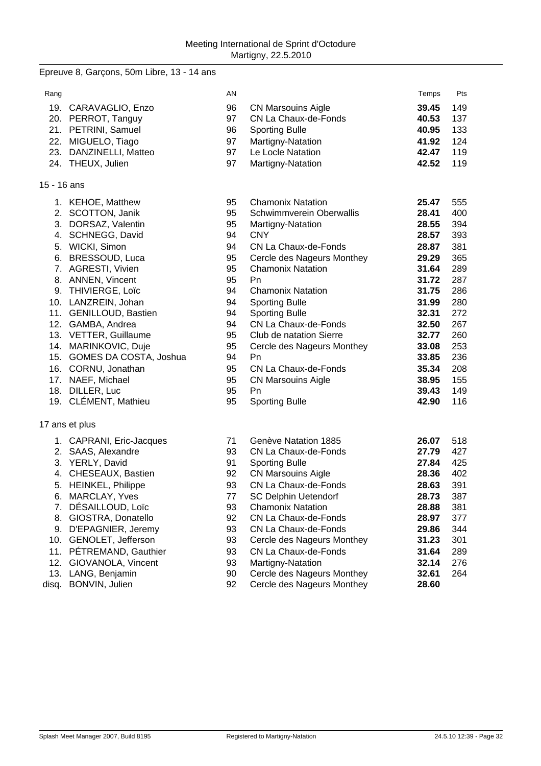Meeting International de Sprint d'Octodure
Martigny, 22.5.2010

Epreuve 8, Garçons, 50m Libre, 13 - 14 ans

| Rang | | AN | | Temps | Pts |
|---|---|---|---|---|---|
| 19. | CARAVAGLIO, Enzo | 96 | CN Marsouins Aigle | **39.45** | 149 |
| 20. | PERROT, Tanguy | 97 | CN La Chaux-de-Fonds | **40.53** | 137 |
| 21. | PETRINI, Samuel | 96 | Sporting Bulle | **40.95** | 133 |
| 22. | MIGUELO, Tiago | 97 | Martigny-Natation | **41.92** | 124 |
| 23. | DANZINELLI, Matteo | 97 | Le Locle Natation | **42.47** | 119 |
| 24. | THEUX, Julien | 97 | Martigny-Natation | **42.52** | 119 |

15 - 16 ans

| Rang | | AN | | Temps | Pts |
|---|---|---|---|---|---|
| 1. | KEHOE, Matthew | 95 | Chamonix Natation | **25.47** | 555 |
| 2. | SCOTTON, Janik | 95 | Schwimmverein Oberwallis | **28.41** | 400 |
| 3. | DORSAZ, Valentin | 95 | Martigny-Natation | **28.55** | 394 |
| 4. | SCHNEGG, David | 94 | CNY | **28.57** | 393 |
| 5. | WICKI, Simon | 94 | CN La Chaux-de-Fonds | **28.87** | 381 |
| 6. | BRESSOUD, Luca | 95 | Cercle des Nageurs Monthey | **29.29** | 365 |
| 7. | AGRESTI, Vivien | 95 | Chamonix Natation | **31.64** | 289 |
| 8. | ANNEN, Vincent | 95 | Pn | **31.72** | 287 |
| 9. | THIVIERGE, Loïc | 94 | Chamonix Natation | **31.75** | 286 |
| 10. | LANZREIN, Johan | 94 | Sporting Bulle | **31.99** | 280 |
| 11. | GENILLOUD, Bastien | 94 | Sporting Bulle | **32.31** | 272 |
| 12. | GAMBA, Andrea | 94 | CN La Chaux-de-Fonds | **32.50** | 267 |
| 13. | VETTER, Guillaume | 95 | Club de natation Sierre | **32.77** | 260 |
| 14. | MARINKOVIC, Duje | 95 | Cercle des Nageurs Monthey | **33.08** | 253 |
| 15. | GOMES DA COSTA, Joshua | 94 | Pn | **33.85** | 236 |
| 16. | CORNU, Jonathan | 95 | CN La Chaux-de-Fonds | **35.34** | 208 |
| 17. | NAEF, Michael | 95 | CN Marsouins Aigle | **38.95** | 155 |
| 18. | DILLER, Luc | 95 | Pn | **39.43** | 149 |
| 19. | CLÉMENT, Mathieu | 95 | Sporting Bulle | **42.90** | 116 |

17 ans et plus

| Rang | | AN | | Temps | Pts |
|---|---|---|---|---|---|
| 1. | CAPRANI, Eric-Jacques | 71 | Genève Natation 1885 | **26.07** | 518 |
| 2. | SAAS, Alexandre | 93 | CN La Chaux-de-Fonds | **27.79** | 427 |
| 3. | YERLY, David | 91 | Sporting Bulle | **27.84** | 425 |
| 4. | CHESEAUX, Bastien | 92 | CN Marsouins Aigle | **28.36** | 402 |
| 5. | HEINKEL, Philippe | 93 | CN La Chaux-de-Fonds | **28.63** | 391 |
| 6. | MARCLAY, Yves | 77 | SC Delphin Uetendorf | **28.73** | 387 |
| 7. | DÉSAILLOUD, Loïc | 93 | Chamonix Natation | **28.88** | 381 |
| 8. | GIOSTRA, Donatello | 92 | CN La Chaux-de-Fonds | **28.97** | 377 |
| 9. | D'EPAGNIER, Jeremy | 93 | CN La Chaux-de-Fonds | **29.86** | 344 |
| 10. | GENOLET, Jefferson | 93 | Cercle des Nageurs Monthey | **31.23** | 301 |
| 11. | PÉTREMAND, Gauthier | 93 | CN La Chaux-de-Fonds | **31.64** | 289 |
| 12. | GIOVANOLA, Vincent | 93 | Martigny-Natation | **32.14** | 276 |
| 13. | LANG, Benjamin | 90 | Cercle des Nageurs Monthey | **32.61** | 264 |
| disq. | BONVIN, Julien | 92 | Cercle des Nageurs Monthey | **28.60** | |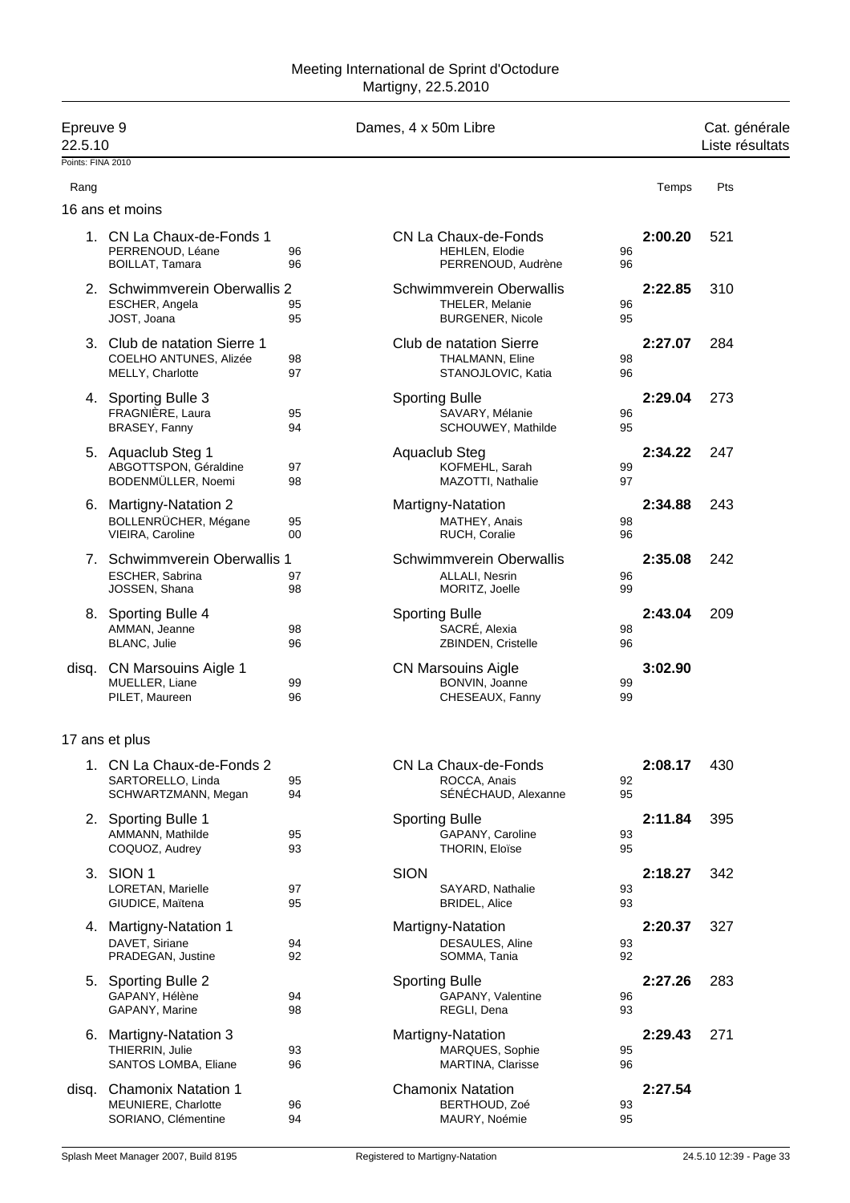Meeting International de Sprint d'Octodure
Martigny, 22.5.2010

Epreuve 9 — Dames, 4 x 50m Libre — Cat. générale, Liste résultats
22.5.10
Points: FINA 2010

### 16 ans et moins

| Rang | Equipe | | Club | | Temps | Pts |
|---|---|---|---|---|---|---|
| 1. | CN La Chaux-de-Fonds 1 | | CN La Chaux-de-Fonds | | **2:00.20** | 521 |
| | PERRENOUD, Léane | 96 | HEHLEN, Elodie | 96 | | |
| | BOILLAT, Tamara | 96 | PERRENOUD, Audrène | 96 | | |
| 2. | Schwimmverein Oberwallis 2 | | Schwimmverein Oberwallis | | **2:22.85** | 310 |
| | ESCHER, Angela | 95 | THELER, Melanie | 96 | | |
| | JOST, Joana | 95 | BURGENER, Nicole | 95 | | |
| 3. | Club de natation Sierre 1 | | Club de natation Sierre | | **2:27.07** | 284 |
| | COELHO ANTUNES, Alizée | 98 | THALMANN, Eline | 98 | | |
| | MELLY, Charlotte | 97 | STANOJLOVIC, Katia | 96 | | |
| 4. | Sporting Bulle 3 | | Sporting Bulle | | **2:29.04** | 273 |
| | FRAGNIÈRE, Laura | 95 | SAVARY, Mélanie | 96 | | |
| | BRASEY, Fanny | 94 | SCHOUWEY, Mathilde | 95 | | |
| 5. | Aquaclub Steg 1 | | Aquaclub Steg | | **2:34.22** | 247 |
| | ABGOTTSPON, Géraldine | 97 | KOFMEHL, Sarah | 99 | | |
| | BODENMÜLLER, Noemi | 98 | MAZOTTI, Nathalie | 97 | | |
| 6. | Martigny-Natation 2 | | Martigny-Natation | | **2:34.88** | 243 |
| | BOLLENRÜCHER, Mégane | 95 | MATHEY, Anais | 98 | | |
| | VIEIRA, Caroline | 00 | RUCH, Coralie | 96 | | |
| 7. | Schwimmverein Oberwallis 1 | | Schwimmverein Oberwallis | | **2:35.08** | 242 |
| | ESCHER, Sabrina | 97 | ALLALI, Nesrin | 96 | | |
| | JOSSEN, Shana | 98 | MORITZ, Joelle | 99 | | |
| 8. | Sporting Bulle 4 | | Sporting Bulle | | **2:43.04** | 209 |
| | AMMAN, Jeanne | 98 | SACRÉ, Alexia | 98 | | |
| | BLANC, Julie | 96 | ZBINDEN, Cristelle | 96 | | |
| disq. | CN Marsouins Aigle 1 | | CN Marsouins Aigle | | **3:02.90** | |
| | MUELLER, Liane | 99 | BONVIN, Joanne | 99 | | |
| | PILET, Maureen | 96 | CHESEAUX, Fanny | 99 | | |

### 17 ans et plus

| Rang | Equipe | | Club | | Temps | Pts |
|---|---|---|---|---|---|---|
| 1. | CN La Chaux-de-Fonds 2 | | CN La Chaux-de-Fonds | | **2:08.17** | 430 |
| | SARTORELLO, Linda | 95 | ROCCA, Anais | 92 | | |
| | SCHWARTZMANN, Megan | 94 | SÉNÉCHAUD, Alexanne | 95 | | |
| 2. | Sporting Bulle 1 | | Sporting Bulle | | **2:11.84** | 395 |
| | AMMANN, Mathilde | 95 | GAPANY, Caroline | 93 | | |
| | COQUOZ, Audrey | 93 | THORIN, Eloïse | 95 | | |
| 3. | SION 1 | | SION | | **2:18.27** | 342 |
| | LORETAN, Marielle | 97 | SAYARD, Nathalie | 93 | | |
| | GIUDICE, Maïtena | 95 | BRIDEL, Alice | 93 | | |
| 4. | Martigny-Natation 1 | | Martigny-Natation | | **2:20.37** | 327 |
| | DAVET, Siriane | 94 | DESAULES, Aline | 93 | | |
| | PRADEGAN, Justine | 92 | SOMMA, Tania | 92 | | |
| 5. | Sporting Bulle 2 | | Sporting Bulle | | **2:27.26** | 283 |
| | GAPANY, Hélène | 94 | GAPANY, Valentine | 96 | | |
| | GAPANY, Marine | 98 | REGLI, Dena | 93 | | |
| 6. | Martigny-Natation 3 | | Martigny-Natation | | **2:29.43** | 271 |
| | THIERRIN, Julie | 93 | MARQUES, Sophie | 95 | | |
| | SANTOS LOMBA, Eliane | 96 | MARTINA, Clarisse | 96 | | |
| disq. | Chamonix Natation 1 | | Chamonix Natation | | **2:27.54** | |
| | MEUNIERE, Charlotte | 96 | BERTHOUD, Zoé | 93 | | |
| | SORIANO, Clémentine | 94 | MAURY, Noémie | 95 | | |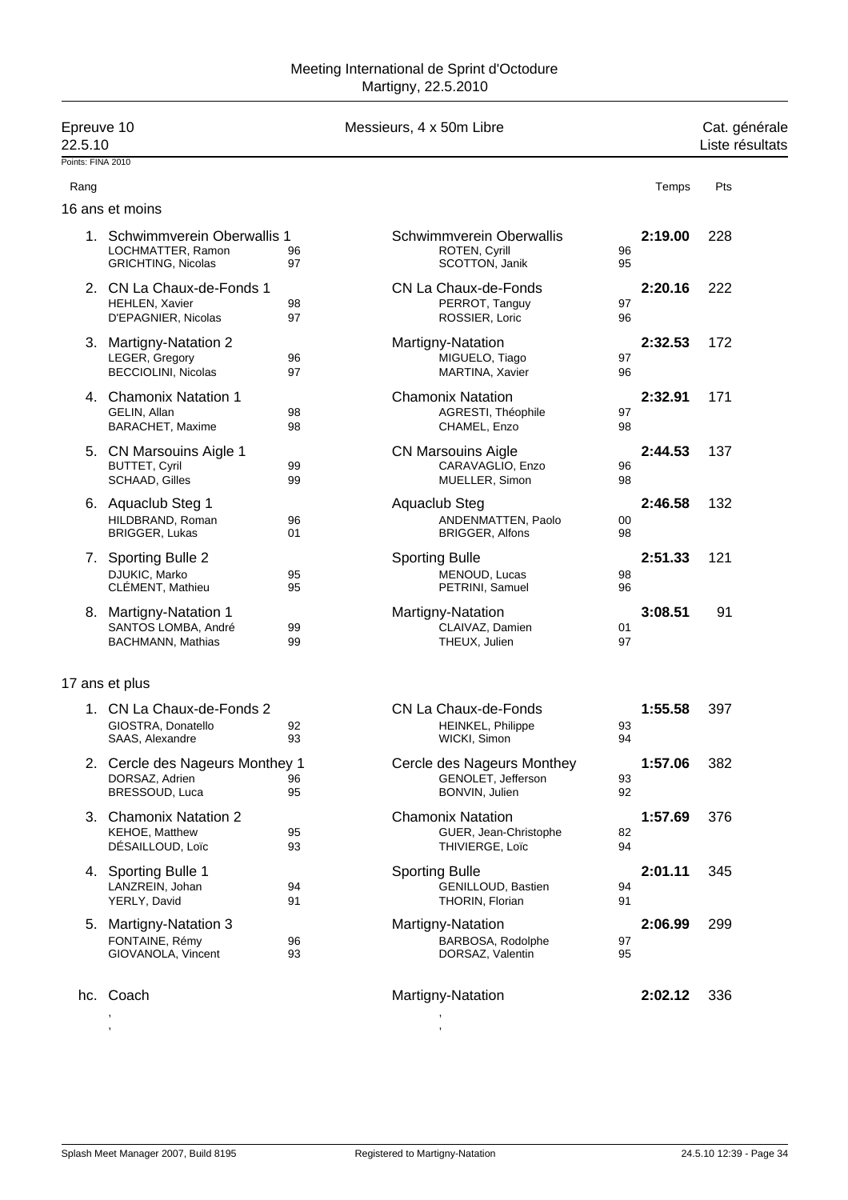Meeting International de Sprint d'Octodure
Martigny, 22.5.2010

Epreuve 10 — Messieurs, 4 x 50m Libre — Cat. générale
22.5.10 — Liste résultats

Points: FINA 2010

| Rang | | | | | Temps | Pts |
|---|---|---|---|---|---|---|
| **16 ans et moins** | | | | | | |
| 1. | Schwimmverein Oberwallis 1 | | Schwimmverein Oberwallis | | **2:19.00** | 228 |
| | LOCHMATTER, Ramon | 96 | ROTEN, Cyrill | 96 | | |
| | GRICHTING, Nicolas | 97 | SCOTTON, Janik | 95 | | |
| 2. | CN La Chaux-de-Fonds 1 | | CN La Chaux-de-Fonds | | **2:20.16** | 222 |
| | HEHLEN, Xavier | 98 | PERROT, Tanguy | 97 | | |
| | D'EPAGNIER, Nicolas | 97 | ROSSIER, Loric | 96 | | |
| 3. | Martigny-Natation 2 | | Martigny-Natation | | **2:32.53** | 172 |
| | LEGER, Gregory | 96 | MIGUELO, Tiago | 97 | | |
| | BECCIOLINI, Nicolas | 97 | MARTINA, Xavier | 96 | | |
| 4. | Chamonix Natation 1 | | Chamonix Natation | | **2:32.91** | 171 |
| | GELIN, Allan | 98 | AGRESTI, Théophile | 97 | | |
| | BARACHET, Maxime | 98 | CHAMEL, Enzo | 98 | | |
| 5. | CN Marsouins Aigle 1 | | CN Marsouins Aigle | | **2:44.53** | 137 |
| | BUTTET, Cyril | 99 | CARAVAGLIO, Enzo | 96 | | |
| | SCHAAD, Gilles | 99 | MUELLER, Simon | 98 | | |
| 6. | Aquaclub Steg 1 | | Aquaclub Steg | | **2:46.58** | 132 |
| | HILDBRAND, Roman | 96 | ANDENMATTEN, Paolo | 00 | | |
| | BRIGGER, Lukas | 01 | BRIGGER, Alfons | 98 | | |
| 7. | Sporting Bulle 2 | | Sporting Bulle | | **2:51.33** | 121 |
| | DJUKIC, Marko | 95 | MENOUD, Lucas | 98 | | |
| | CLÉMENT, Mathieu | 95 | PETRINI, Samuel | 96 | | |
| 8. | Martigny-Natation 1 | | Martigny-Natation | | **3:08.51** | 91 |
| | SANTOS LOMBA, André | 99 | CLAIVAZ, Damien | 01 | | |
| | BACHMANN, Mathias | 99 | THEUX, Julien | 97 | | |
| **17 ans et plus** | | | | | | |
| 1. | CN La Chaux-de-Fonds 2 | | CN La Chaux-de-Fonds | | **1:55.58** | 397 |
| | GIOSTRA, Donatello | 92 | HEINKEL, Philippe | 93 | | |
| | SAAS, Alexandre | 93 | WICKI, Simon | 94 | | |
| 2. | Cercle des Nageurs Monthey 1 | | Cercle des Nageurs Monthey | | **1:57.06** | 382 |
| | DORSAZ, Adrien | 96 | GENOLET, Jefferson | 93 | | |
| | BRESSOUD, Luca | 95 | BONVIN, Julien | 92 | | |
| 3. | Chamonix Natation 2 | | Chamonix Natation | | **1:57.69** | 376 |
| | KEHOE, Matthew | 95 | GUER, Jean-Christophe | 82 | | |
| | DÉSAILLOUD, Loïc | 93 | THIVIERGE, Loïc | 94 | | |
| 4. | Sporting Bulle 1 | | Sporting Bulle | | **2:01.11** | 345 |
| | LANZREIN, Johan | 94 | GENILLOUD, Bastien | 94 | | |
| | YERLY, David | 91 | THORIN, Florian | 91 | | |
| 5. | Martigny-Natation 3 | | Martigny-Natation | | **2:06.99** | 299 |
| | FONTAINE, Rémy | 96 | BARBOSA, Rodolphe | 97 | | |
| | GIOVANOLA, Vincent | 93 | DORSAZ, Valentin | 95 | | |
| hc. | Coach | | Martigny-Natation | | **2:02.12** | 336 |
| | , | | , | | | |
| | , | | , | | | |

Splash Meet Manager 2007, Build 8195 — Registered to Martigny-Natation — 24.5.10 12:39